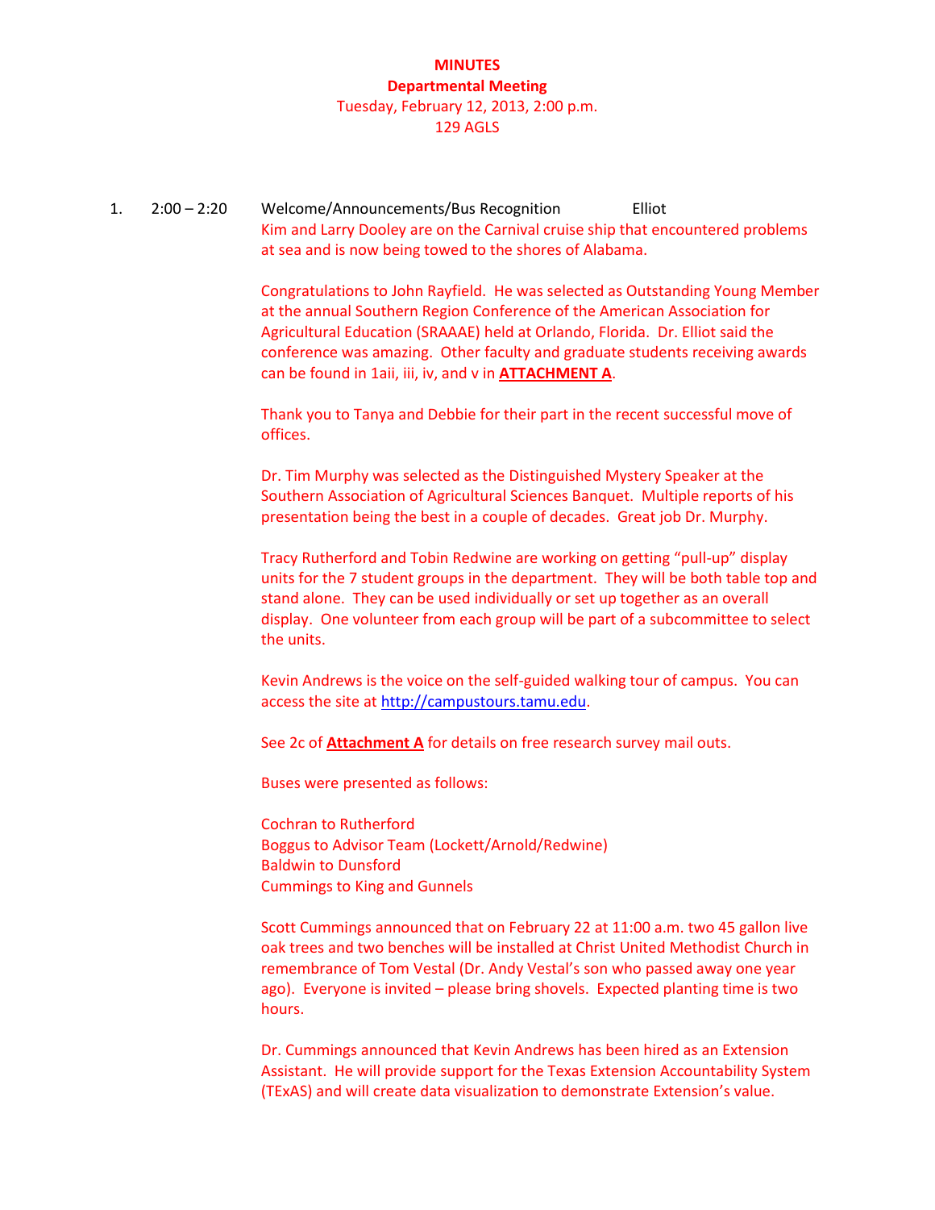# MINUTES

## Departmental Meeting

Tuesday, February 12, 2013, 2:00 p.m.
129 AGLS

1. 2:00 – 2:20 Welcome/Announcements/Bus Recognition Elliot

Kim and Larry Dooley are on the Carnival cruise ship that encountered problems at sea and is now being towed to the shores of Alabama.

Congratulations to John Rayfield. He was selected as Outstanding Young Member at the annual Southern Region Conference of the American Association for Agricultural Education (SRAAAE) held at Orlando, Florida. Dr. Elliot said the conference was amazing. Other faculty and graduate students receiving awards can be found in 1aii, iii, iv, and v in **ATTACHMENT A**.

Thank you to Tanya and Debbie for their part in the recent successful move of offices.

Dr. Tim Murphy was selected as the Distinguished Mystery Speaker at the Southern Association of Agricultural Sciences Banquet. Multiple reports of his presentation being the best in a couple of decades. Great job Dr. Murphy.

Tracy Rutherford and Tobin Redwine are working on getting "pull-up" display units for the 7 student groups in the department. They will be both table top and stand alone. They can be used individually or set up together as an overall display. One volunteer from each group will be part of a subcommittee to select the units.

Kevin Andrews is the voice on the self-guided walking tour of campus. You can access the site at http://campustours.tamu.edu.

See 2c of **Attachment A** for details on free research survey mail outs.

Buses were presented as follows:

Cochran to Rutherford
Boggus to Advisor Team (Lockett/Arnold/Redwine)
Baldwin to Dunsford
Cummings to King and Gunnels

Scott Cummings announced that on February 22 at 11:00 a.m. two 45 gallon live oak trees and two benches will be installed at Christ United Methodist Church in remembrance of Tom Vestal (Dr. Andy Vestal's son who passed away one year ago). Everyone is invited – please bring shovels. Expected planting time is two hours.

Dr. Cummings announced that Kevin Andrews has been hired as an Extension Assistant. He will provide support for the Texas Extension Accountability System (TExAS) and will create data visualization to demonstrate Extension's value.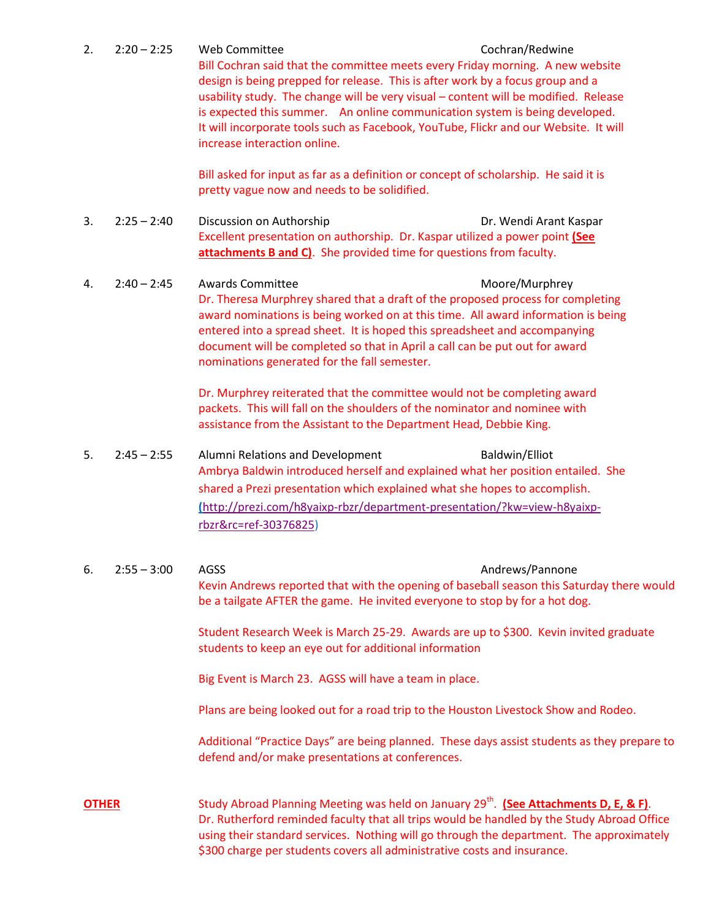2. 2:20 – 2:25 Web Committee — Cochran/Redwine

Bill Cochran said that the committee meets every Friday morning. A new website design is being prepped for release. This is after work by a focus group and a usability study. The change will be very visual – content will be modified. Release is expected this summer. An online communication system is being developed. It will incorporate tools such as Facebook, YouTube, Flickr and our Website. It will increase interaction online.

Bill asked for input as far as a definition or concept of scholarship. He said it is pretty vague now and needs to be solidified.

3. 2:25 – 2:40 Discussion on Authorship — Dr. Wendi Arant Kaspar

Excellent presentation on authorship. Dr. Kaspar utilized a power point **(See attachments B and C)**. She provided time for questions from faculty.

4. 2:40 – 2:45 Awards Committee — Moore/Murphrey

Dr. Theresa Murphrey shared that a draft of the proposed process for completing award nominations is being worked on at this time. All award information is being entered into a spread sheet. It is hoped this spreadsheet and accompanying document will be completed so that in April a call can be put out for award nominations generated for the fall semester.

Dr. Murphrey reiterated that the committee would not be completing award packets. This will fall on the shoulders of the nominator and nominee with assistance from the Assistant to the Department Head, Debbie King.

5. 2:45 – 2:55 Alumni Relations and Development — Baldwin/Elliot

Ambrya Baldwin introduced herself and explained what her position entailed. She shared a Prezi presentation which explained what she hopes to accomplish. (http://prezi.com/h8yaixp-rbzr/department-presentation/?kw=view-h8yaixp-rbzr&rc=ref-30376825)

6. 2:55 – 3:00 AGSS — Andrews/Pannone

Kevin Andrews reported that with the opening of baseball season this Saturday there would be a tailgate AFTER the game. He invited everyone to stop by for a hot dog.

Student Research Week is March 25-29. Awards are up to $300. Kevin invited graduate students to keep an eye out for additional information

Big Event is March 23. AGSS will have a team in place.

Plans are being looked out for a road trip to the Houston Livestock Show and Rodeo.

Additional "Practice Days" are being planned. These days assist students as they prepare to defend and/or make presentations at conferences.

**OTHER**

Study Abroad Planning Meeting was held on January 29th. **(See Attachments D, E, & F)**. Dr. Rutherford reminded faculty that all trips would be handled by the Study Abroad Office using their standard services. Nothing will go through the department. The approximately $300 charge per students covers all administrative costs and insurance.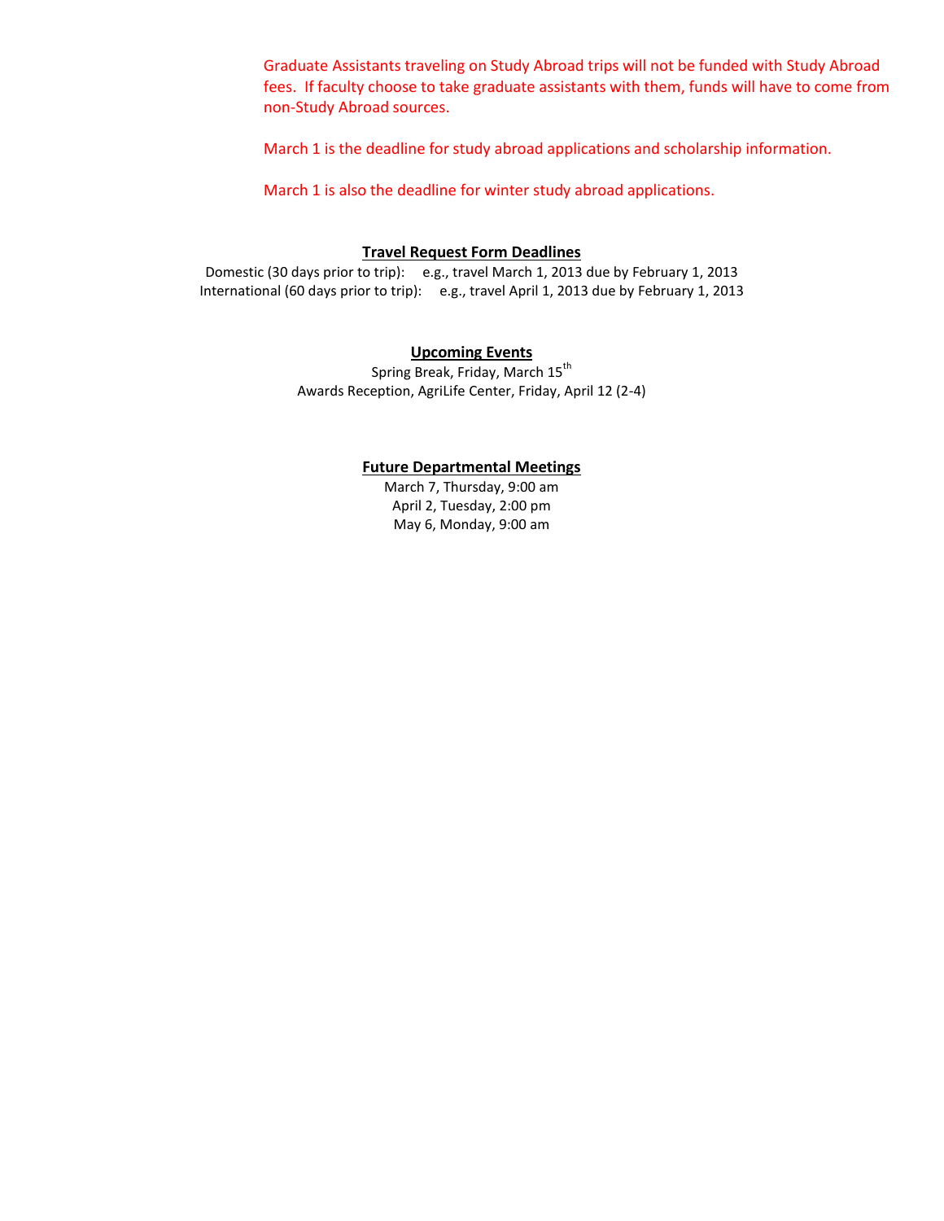Graduate Assistants traveling on Study Abroad trips will not be funded with Study Abroad fees. If faculty choose to take graduate assistants with them, funds will have to come from non-Study Abroad sources.

March 1 is the deadline for study abroad applications and scholarship information.

March 1 is also the deadline for winter study abroad applications.

**Travel Request Form Deadlines**

Domestic (30 days prior to trip): e.g., travel March 1, 2013 due by February 1, 2013
International (60 days prior to trip): e.g., travel April 1, 2013 due by February 1, 2013

**Upcoming Events**

Spring Break, Friday, March 15th
Awards Reception, AgriLife Center, Friday, April 12 (2-4)

**Future Departmental Meetings**

March 7, Thursday, 9:00 am
April 2, Tuesday, 2:00 pm
May 6, Monday, 9:00 am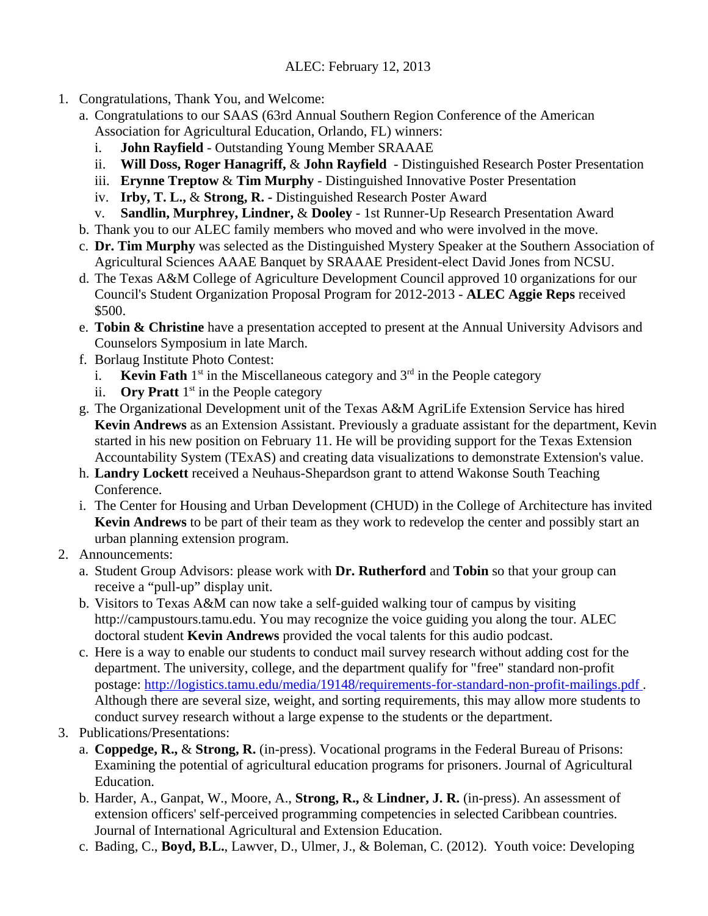ALEC: February 12, 2013

1. Congratulations, Thank You, and Welcome:
   a. Congratulations to our SAAS (63rd Annual Southern Region Conference of the American Association for Agricultural Education, Orlando, FL) winners:
      i. **John Rayfield** - Outstanding Young Member SRAAAE
      ii. **Will Doss, Roger Hanagriff,** & **John Rayfield** - Distinguished Research Poster Presentation
      iii. **Erynne Treptow** & **Tim Murphy** - Distinguished Innovative Poster Presentation
      iv. **Irby, T. L.,** & **Strong, R. -** Distinguished Research Poster Award
      v. **Sandlin, Murphrey, Lindner,** & **Dooley** - 1st Runner-Up Research Presentation Award
   b. Thank you to our ALEC family members who moved and who were involved in the move.
   c. **Dr. Tim Murphy** was selected as the Distinguished Mystery Speaker at the Southern Association of Agricultural Sciences AAAE Banquet by SRAAAE President-elect David Jones from NCSU.
   d. The Texas A&M College of Agriculture Development Council approved 10 organizations for our Council's Student Organization Proposal Program for 2012-2013 - **ALEC Aggie Reps** received $500.
   e. **Tobin & Christine** have a presentation accepted to present at the Annual University Advisors and Counselors Symposium in late March.
   f. Borlaug Institute Photo Contest:
      i. **Kevin Fath** 1st in the Miscellaneous category and 3rd in the People category
      ii. **Ory Pratt** 1st in the People category
   g. The Organizational Development unit of the Texas A&M AgriLife Extension Service has hired **Kevin Andrews** as an Extension Assistant. Previously a graduate assistant for the department, Kevin started in his new position on February 11. He will be providing support for the Texas Extension Accountability System (TExAS) and creating data visualizations to demonstrate Extension's value.
   h. **Landry Lockett** received a Neuhaus-Shepardson grant to attend Wakonse South Teaching Conference.
   i. The Center for Housing and Urban Development (CHUD) in the College of Architecture has invited **Kevin Andrews** to be part of their team as they work to redevelop the center and possibly start an urban planning extension program.
2. Announcements:
   a. Student Group Advisors: please work with **Dr. Rutherford** and **Tobin** so that your group can receive a "pull-up" display unit.
   b. Visitors to Texas A&M can now take a self-guided walking tour of campus by visiting http://campustours.tamu.edu. You may recognize the voice guiding you along the tour. ALEC doctoral student **Kevin Andrews** provided the vocal talents for this audio podcast.
   c. Here is a way to enable our students to conduct mail survey research without adding cost for the department. The university, college, and the department qualify for "free" standard non-profit postage: http://logistics.tamu.edu/media/19148/requirements-for-standard-non-profit-mailings.pdf . Although there are several size, weight, and sorting requirements, this may allow more students to conduct survey research without a large expense to the students or the department.
3. Publications/Presentations:
   a. **Coppedge, R.,** & **Strong, R.** (in-press). Vocational programs in the Federal Bureau of Prisons: Examining the potential of agricultural education programs for prisoners. Journal of Agricultural Education.
   b. Harder, A., Ganpat, W., Moore, A., **Strong, R.,** & **Lindner, J. R.** (in-press). An assessment of extension officers' self-perceived programming competencies in selected Caribbean countries. Journal of International Agricultural and Extension Education.
   c. Bading, C., **Boyd, B.L.**, Lawver, D., Ulmer, J., & Boleman, C. (2012). Youth voice: Developing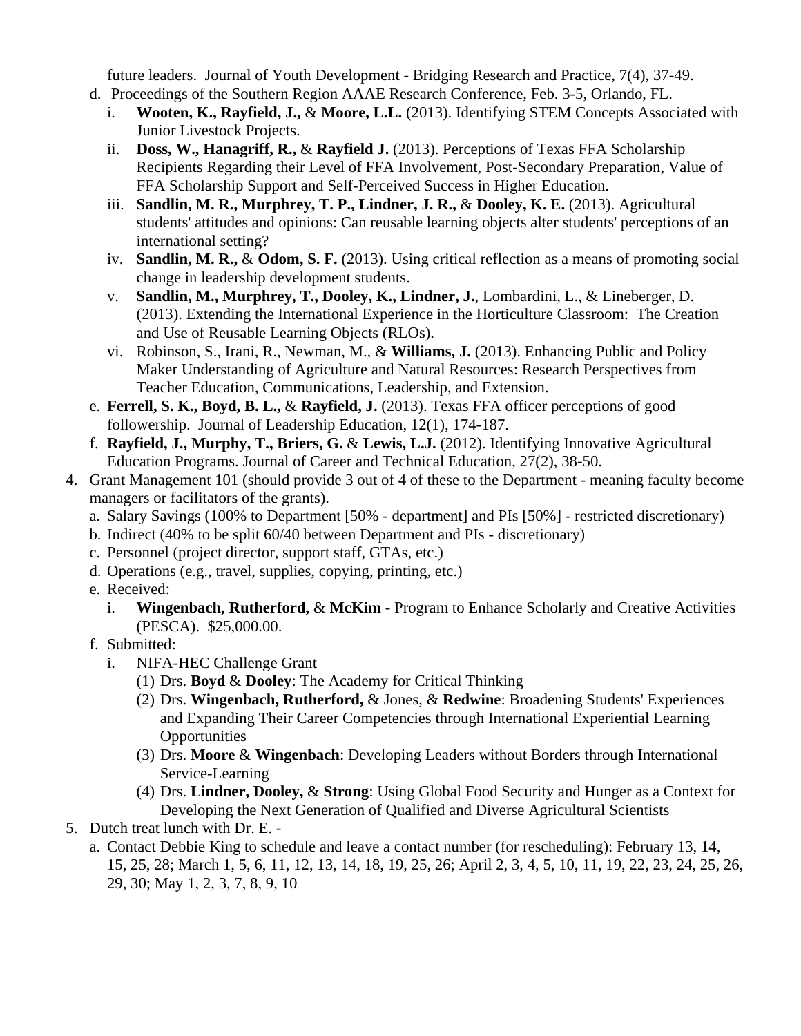future leaders. Journal of Youth Development - Bridging Research and Practice, 7(4), 37-49.

   d. Proceedings of the Southern Region AAAE Research Conference, Feb. 3-5, Orlando, FL.
      i. **Wooten, K., Rayfield, J.,** & **Moore, L.L.** (2013). Identifying STEM Concepts Associated with Junior Livestock Projects.
      ii. **Doss, W., Hanagriff, R.,** & **Rayfield J.** (2013). Perceptions of Texas FFA Scholarship Recipients Regarding their Level of FFA Involvement, Post-Secondary Preparation, Value of FFA Scholarship Support and Self-Perceived Success in Higher Education.
      iii. **Sandlin, M. R., Murphrey, T. P., Lindner, J. R.,** & **Dooley, K. E.** (2013). Agricultural students' attitudes and opinions: Can reusable learning objects alter students' perceptions of an international setting?
      iv. **Sandlin, M. R.,** & **Odom, S. F.** (2013). Using critical reflection as a means of promoting social change in leadership development students.
      v. **Sandlin, M., Murphrey, T., Dooley, K., Lindner, J.**, Lombardini, L., & Lineberger, D. (2013). Extending the International Experience in the Horticulture Classroom: The Creation and Use of Reusable Learning Objects (RLOs).
      vi. Robinson, S., Irani, R., Newman, M., & **Williams, J.** (2013). Enhancing Public and Policy Maker Understanding of Agriculture and Natural Resources: Research Perspectives from Teacher Education, Communications, Leadership, and Extension.
   e. **Ferrell, S. K., Boyd, B. L.,** & **Rayfield, J.** (2013). Texas FFA officer perceptions of good followership. Journal of Leadership Education, 12(1), 174-187.
   f. **Rayfield, J., Murphy, T., Briers, G.** & **Lewis, L.J.** (2012). Identifying Innovative Agricultural Education Programs. Journal of Career and Technical Education, 27(2), 38-50.

4. Grant Management 101 (should provide 3 out of 4 of these to the Department - meaning faculty become managers or facilitators of the grants).
   a. Salary Savings (100% to Department [50% - department] and PIs [50%] - restricted discretionary)
   b. Indirect (40% to be split 60/40 between Department and PIs - discretionary)
   c. Personnel (project director, support staff, GTAs, etc.)
   d. Operations (e.g., travel, supplies, copying, printing, etc.)
   e. Received:
      i. **Wingenbach, Rutherford,** & **McKim** - Program to Enhance Scholarly and Creative Activities (PESCA). $25,000.00.
   f. Submitted:
      i. NIFA-HEC Challenge Grant
         (1) Drs. **Boyd** & **Dooley**: The Academy for Critical Thinking
         (2) Drs. **Wingenbach, Rutherford,** & Jones, & **Redwine**: Broadening Students' Experiences and Expanding Their Career Competencies through International Experiential Learning Opportunities
         (3) Drs. **Moore** & **Wingenbach**: Developing Leaders without Borders through International Service-Learning
         (4) Drs. **Lindner, Dooley,** & **Strong**: Using Global Food Security and Hunger as a Context for Developing the Next Generation of Qualified and Diverse Agricultural Scientists

5. Dutch treat lunch with Dr. E. -
   a. Contact Debbie King to schedule and leave a contact number (for rescheduling): February 13, 14, 15, 25, 28; March 1, 5, 6, 11, 12, 13, 14, 18, 19, 25, 26; April 2, 3, 4, 5, 10, 11, 19, 22, 23, 24, 25, 26, 29, 30; May 1, 2, 3, 7, 8, 9, 10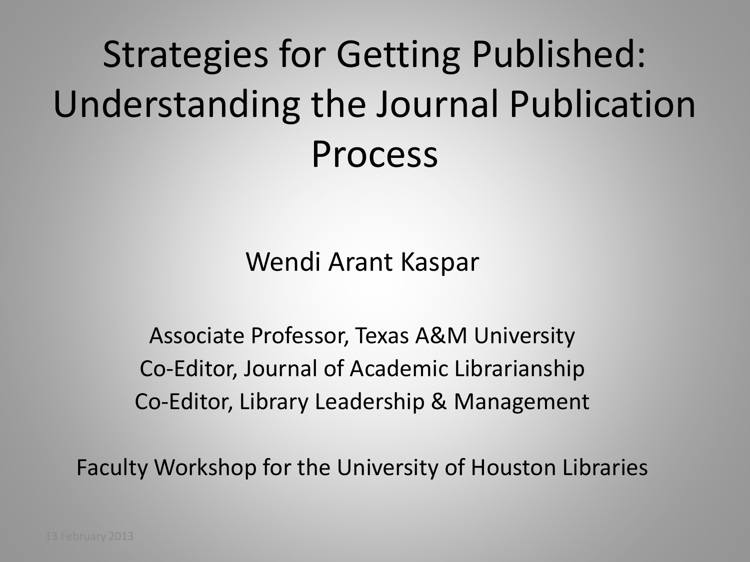# Strategies for Getting Published: Understanding the Journal Publication Process

Wendi Arant Kaspar

Associate Professor, Texas A&M University
Co-Editor, Journal of Academic Librarianship
Co-Editor, Library Leadership & Management

Faculty Workshop for the University of Houston Libraries

13 February 2013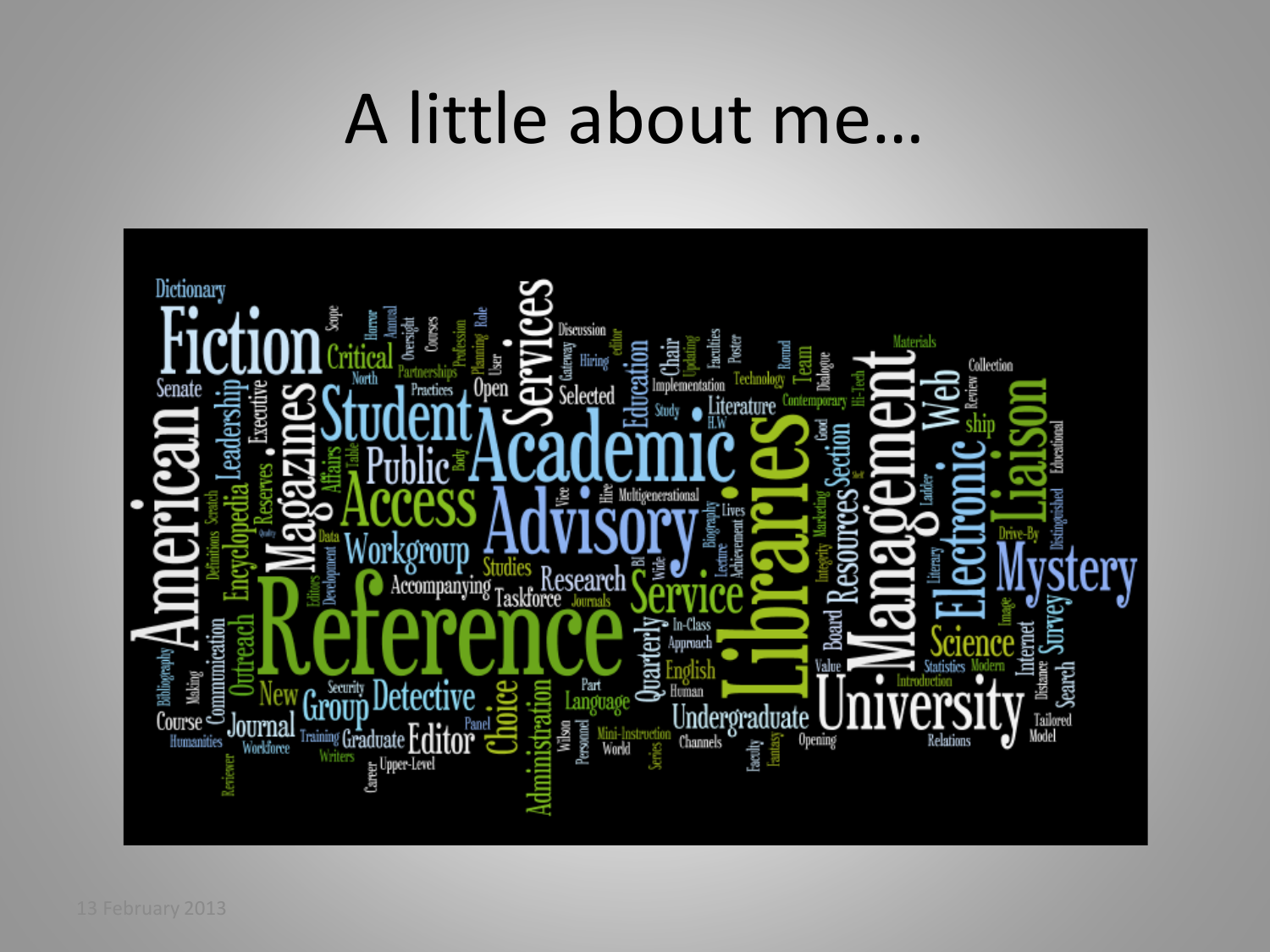# A little about me…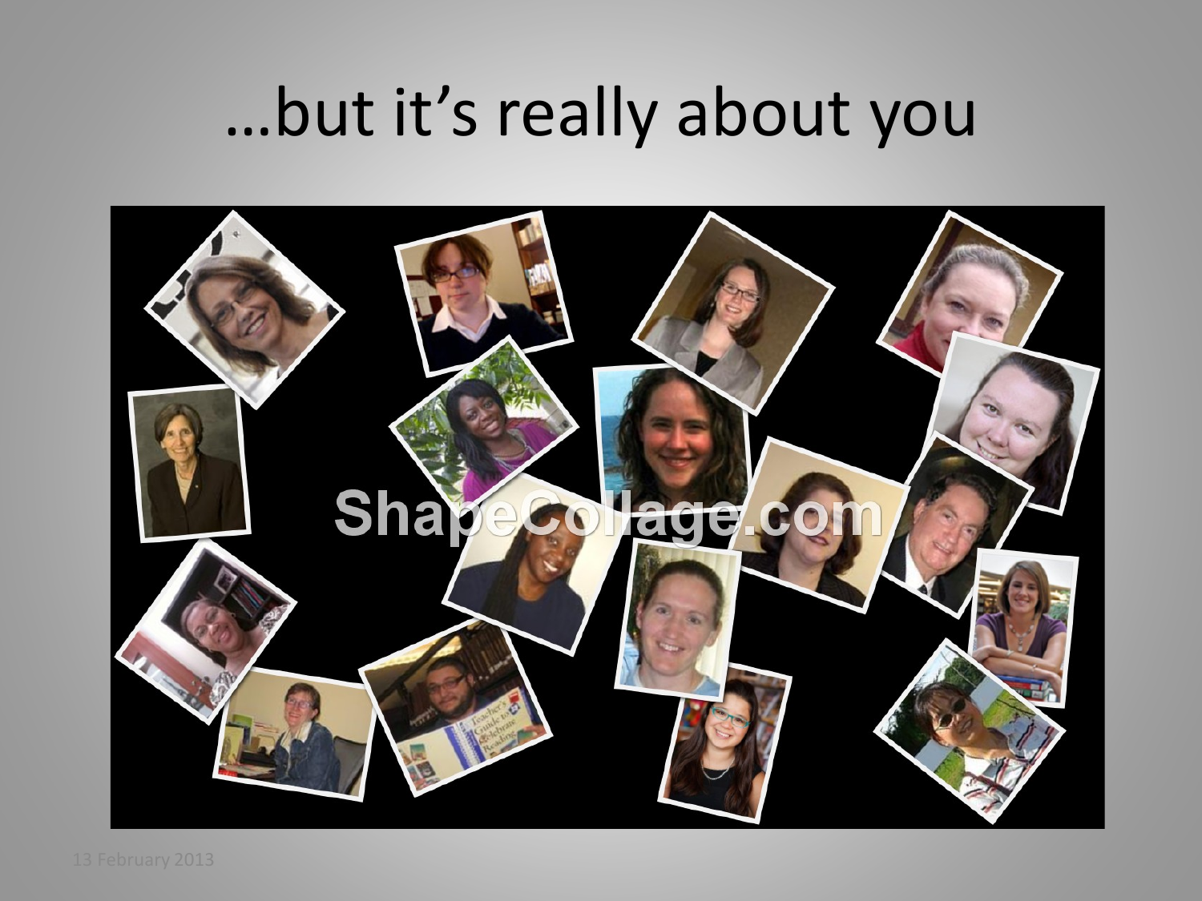# …but it's really about you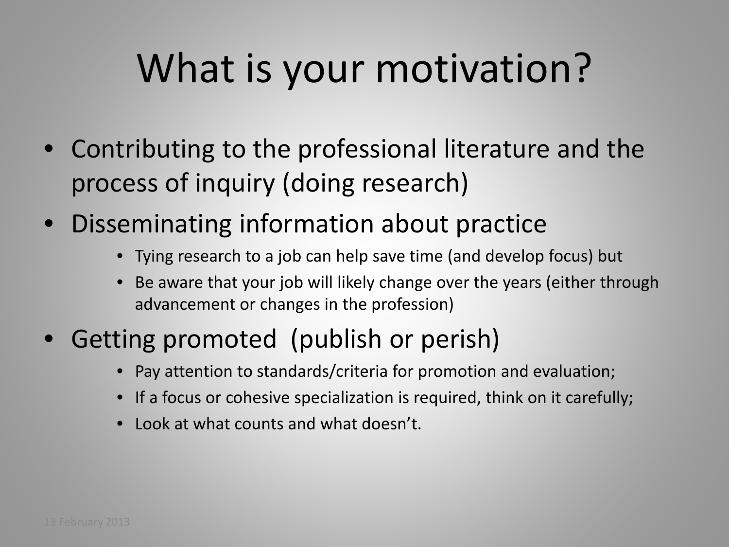# What is your motivation?

- Contributing to the professional literature and the process of inquiry (doing research)
- Disseminating information about practice
  - Tying research to a job can help save time (and develop focus) but
  - Be aware that your job will likely change over the years (either through advancement or changes in the profession)
- Getting promoted (publish or perish)
  - Pay attention to standards/criteria for promotion and evaluation;
  - If a focus or cohesive specialization is required, think on it carefully;
  - Look at what counts and what doesn't.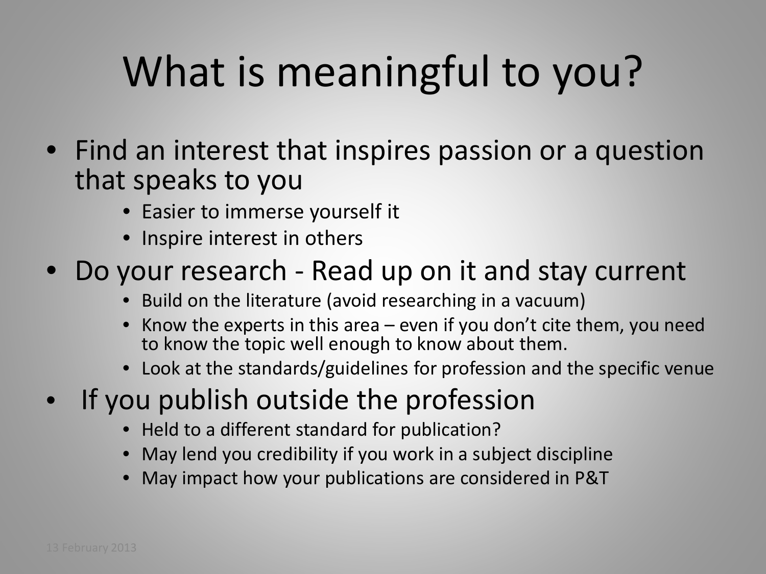# What is meaningful to you?

- Find an interest that inspires passion or a question that speaks to you
  - Easier to immerse yourself it
  - Inspire interest in others
- Do your research - Read up on it and stay current
  - Build on the literature (avoid researching in a vacuum)
  - Know the experts in this area – even if you don't cite them, you need to know the topic well enough to know about them.
  - Look at the standards/guidelines for profession and the specific venue
- If you publish outside the profession
  - Held to a different standard for publication?
  - May lend you credibility if you work in a subject discipline
  - May impact how your publications are considered in P&T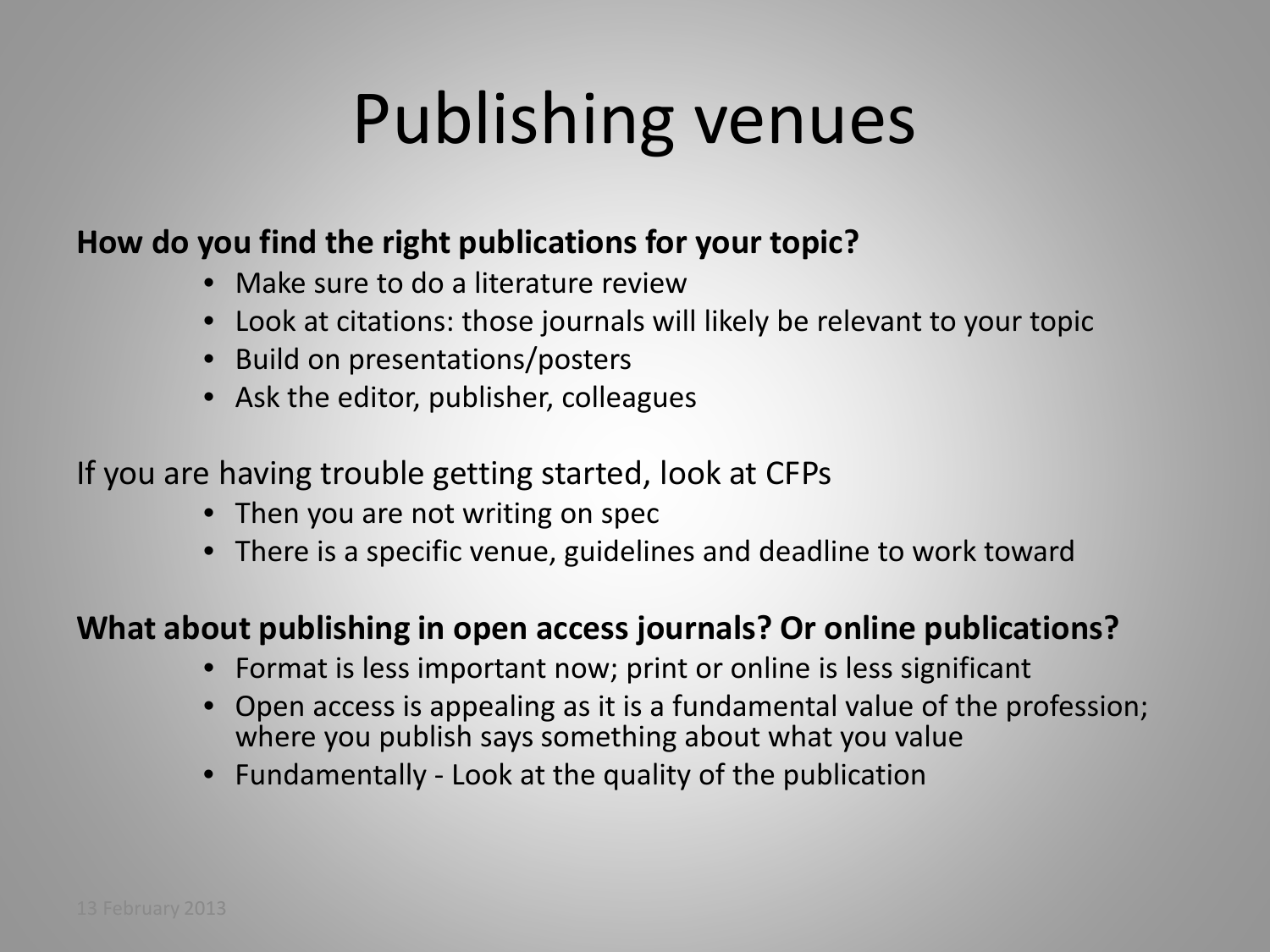# Publishing venues

**How do you find the right publications for your topic?**

- Make sure to do a literature review
- Look at citations: those journals will likely be relevant to your topic
- Build on presentations/posters
- Ask the editor, publisher, colleagues

If you are having trouble getting started, look at CFPs

- Then you are not writing on spec
- There is a specific venue, guidelines and deadline to work toward

**What about publishing in open access journals? Or online publications?**

- Format is less important now; print or online is less significant
- Open access is appealing as it is a fundamental value of the profession; where you publish says something about what you value
- Fundamentally - Look at the quality of the publication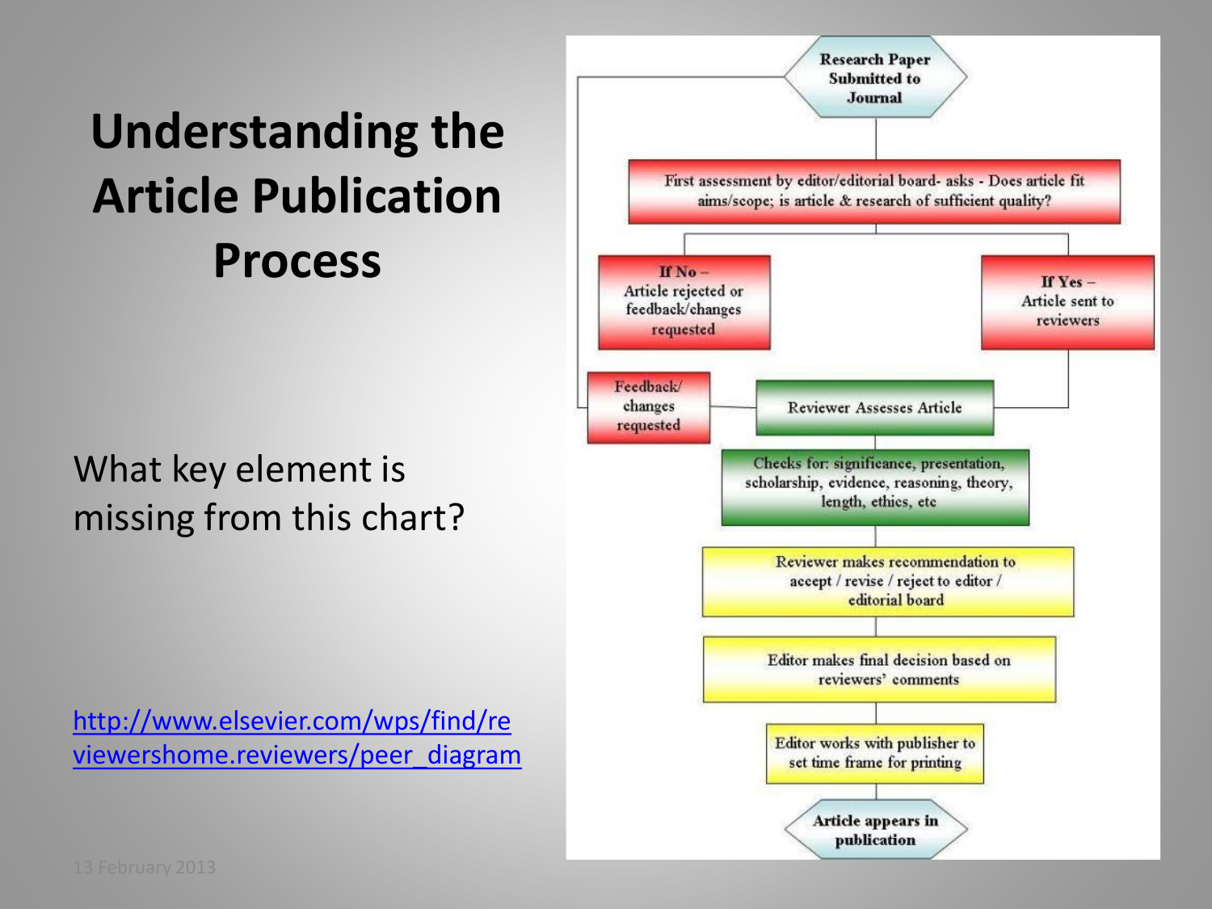# Understanding the Article Publication Process

What key element is missing from this chart?

http://www.elsevier.com/wps/find/reviewershome.reviewers/peer_diagram

Research Paper Submitted to Journal

First assessment by editor/editorial board- asks - Does article fit aims/scope; is article & research of sufficient quality?

If No – Article rejected or feedback/changes requested

If Yes – Article sent to reviewers

Feedback/ changes requested

Reviewer Assesses Article

Checks for: significance, presentation, scholarship, evidence, reasoning, theory, length, ethics, etc

Reviewer makes recommendation to accept / revise / reject to editor / editorial board

Editor makes final decision based on reviewers' comments

Editor works with publisher to set time frame for printing

Article appears in publication

13 February 2013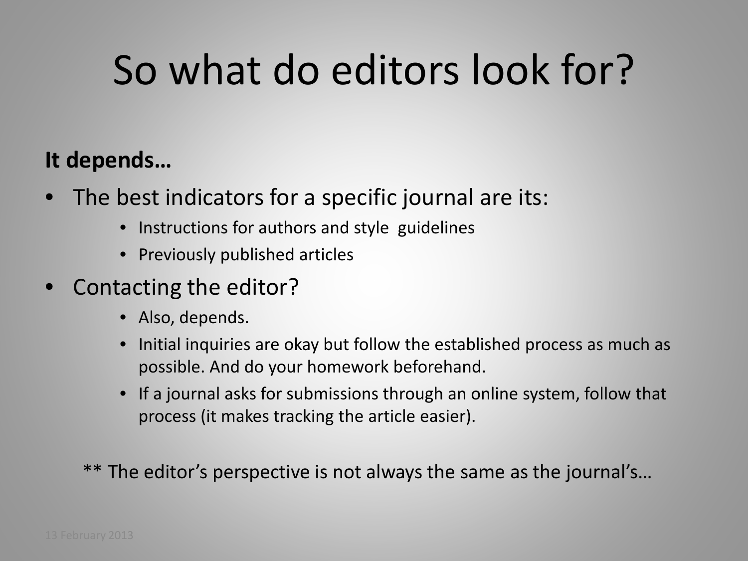# So what do editors look for?

**It depends…**

- The best indicators for a specific journal are its:
    - Instructions for authors and style guidelines
    - Previously published articles
- Contacting the editor?
    - Also, depends.
    - Initial inquiries are okay but follow the established process as much as possible. And do your homework beforehand.
    - If a journal asks for submissions through an online system, follow that process (it makes tracking the article easier).

** The editor's perspective is not always the same as the journal's…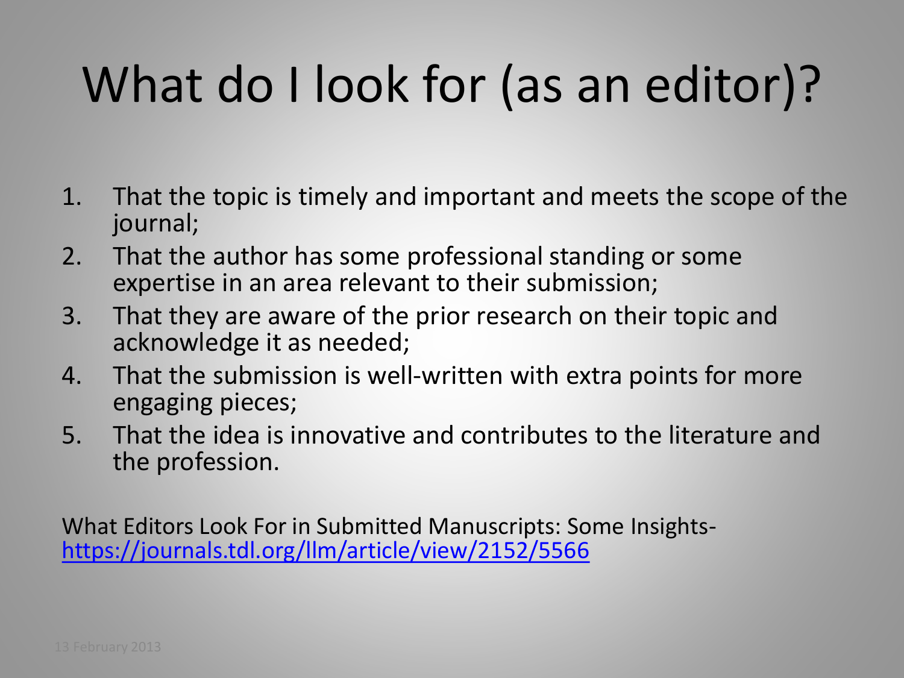# What do I look for (as an editor)?

1. That the topic is timely and important and meets the scope of the journal;
2. That the author has some professional standing or some expertise in an area relevant to their submission;
3. That they are aware of the prior research on their topic and acknowledge it as needed;
4. That the submission is well-written with extra points for more engaging pieces;
5. That the idea is innovative and contributes to the literature and the profession.

What Editors Look For in Submitted Manuscripts: Some Insights- [https://journals.tdl.org/llm/article/view/2152/5566](https://journals.tdl.org/llm/article/view/2152/5566)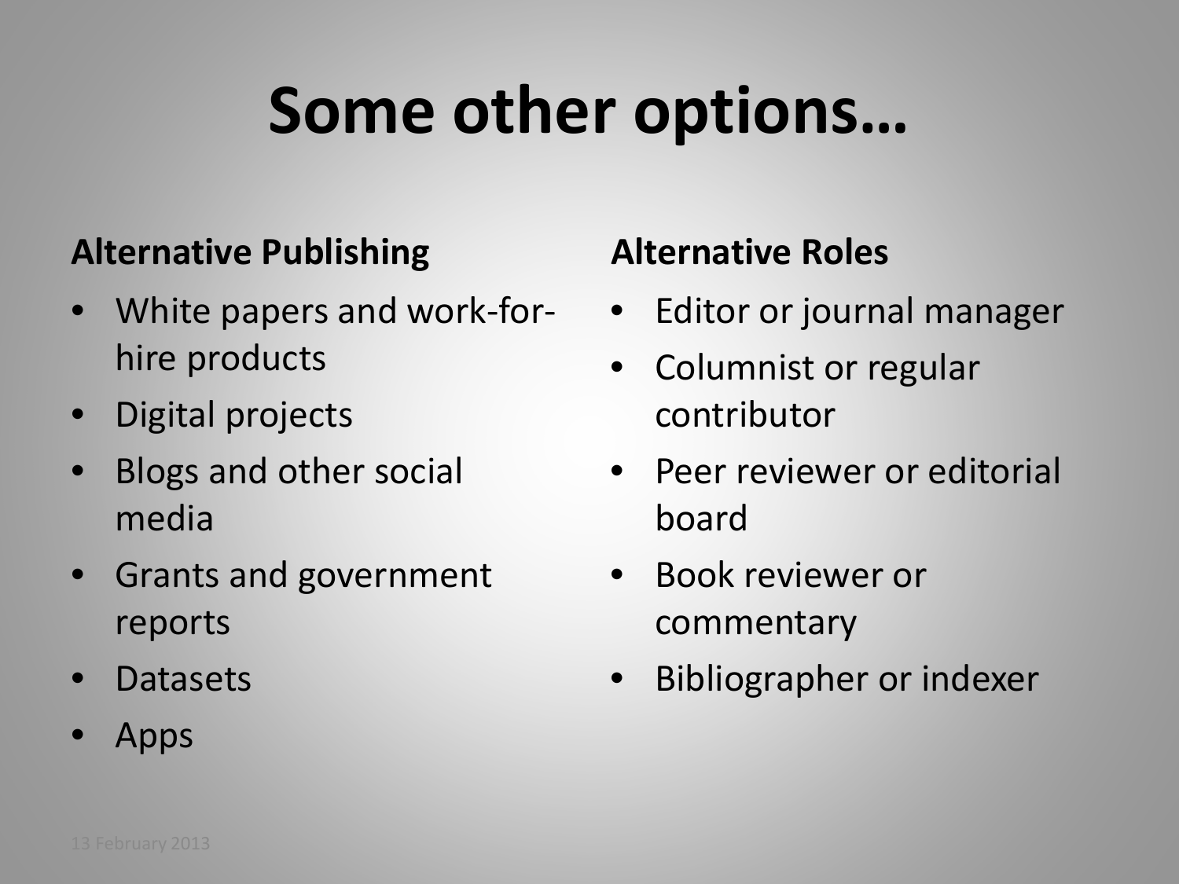# Some other options…

**Alternative Publishing**

- White papers and work-for-hire products
- Digital projects
- Blogs and other social media
- Grants and government reports
- Datasets
- Apps

**Alternative Roles**

- Editor or journal manager
- Columnist or regular contributor
- Peer reviewer or editorial board
- Book reviewer or commentary
- Bibliographer or indexer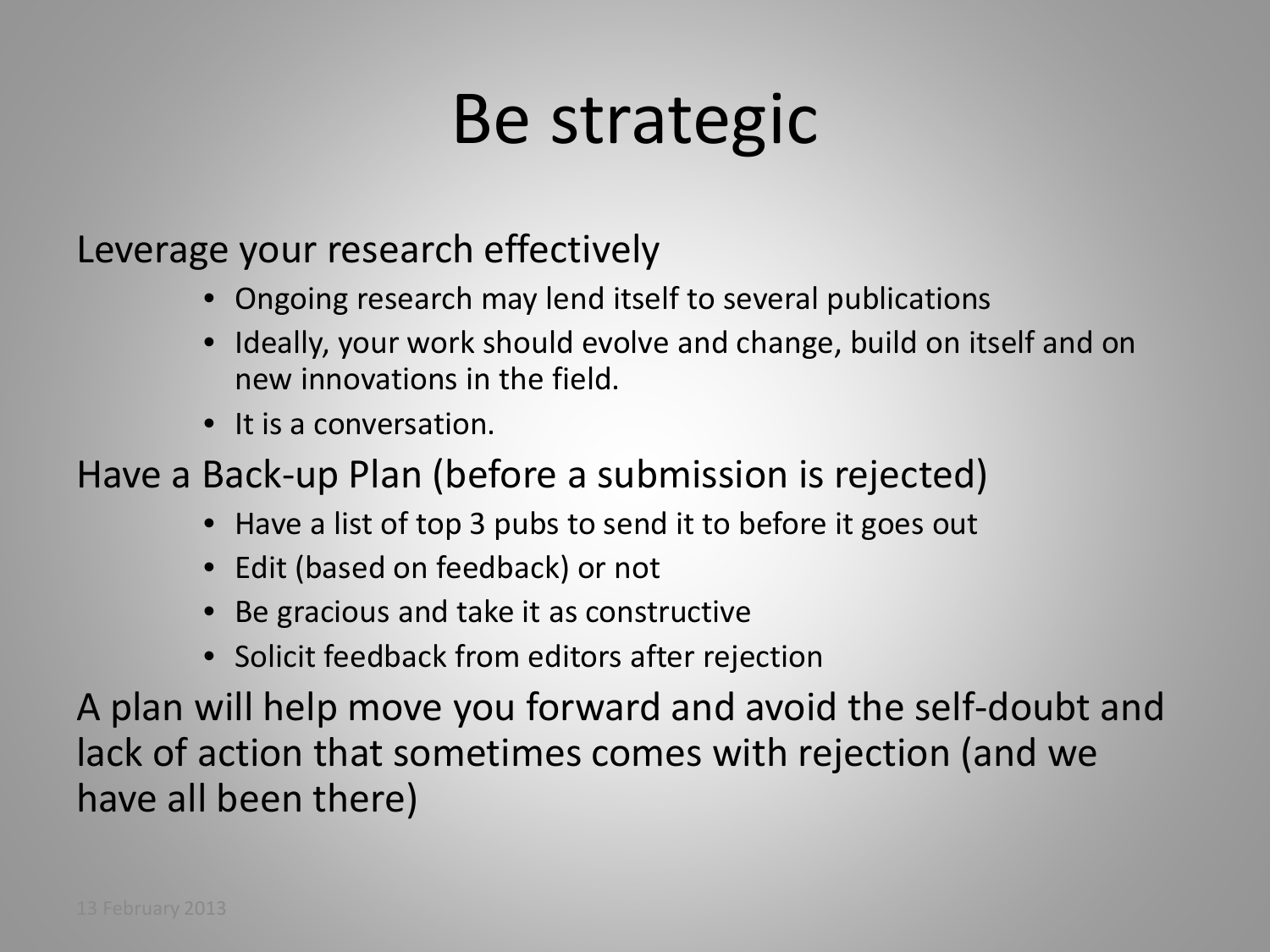# Be strategic

Leverage your research effectively

- Ongoing research may lend itself to several publications
- Ideally, your work should evolve and change, build on itself and on new innovations in the field.
- It is a conversation.

Have a Back-up Plan (before a submission is rejected)

- Have a list of top 3 pubs to send it to before it goes out
- Edit (based on feedback) or not
- Be gracious and take it as constructive
- Solicit feedback from editors after rejection

A plan will help move you forward and avoid the self-doubt and lack of action that sometimes comes with rejection (and we have all been there)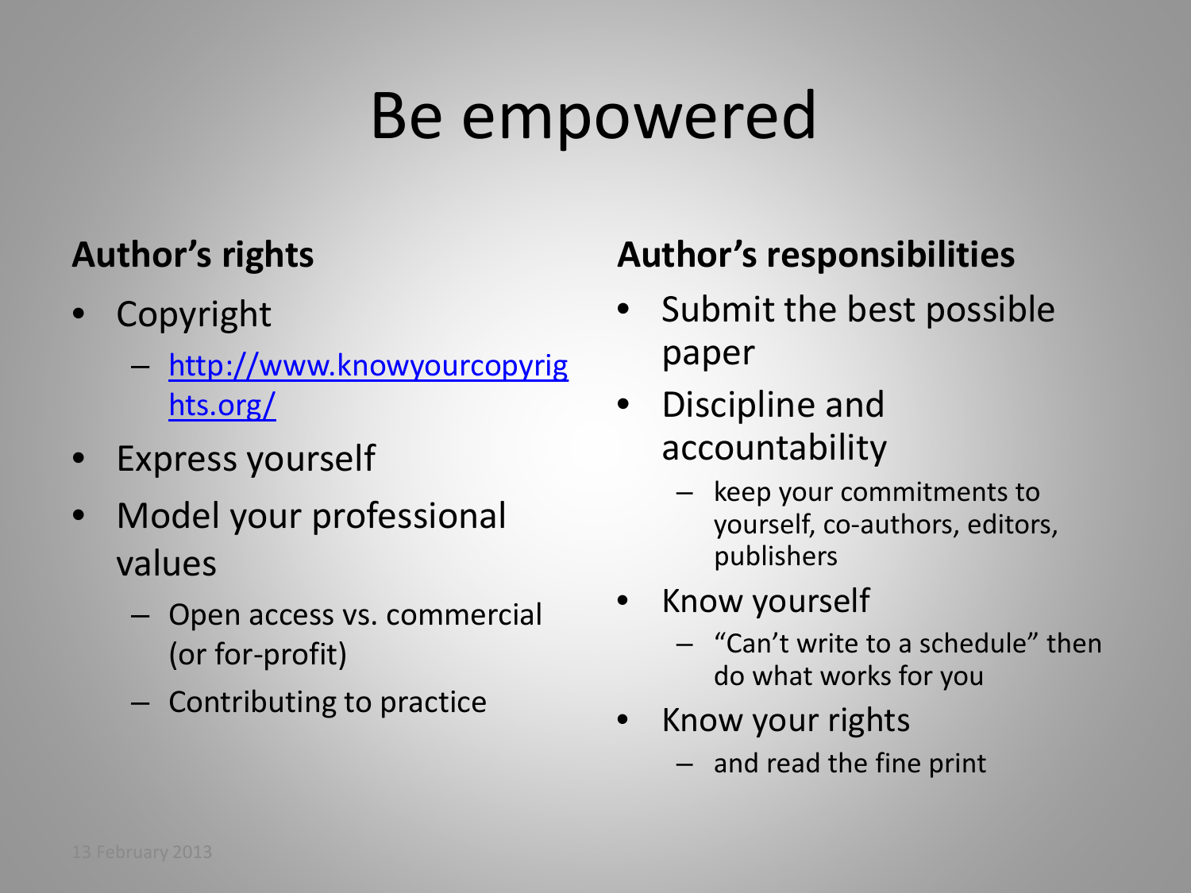# Be empowered

**Author's rights**

- Copyright
  - http://www.knowyourcopyrights.org/
- Express yourself
- Model your professional values
  - Open access vs. commercial (or for-profit)
  - Contributing to practice

**Author's responsibilities**

- Submit the best possible paper
- Discipline and accountability
  - keep your commitments to yourself, co-authors, editors, publishers
- Know yourself
  - "Can't write to a schedule" then do what works for you
- Know your rights
  - and read the fine print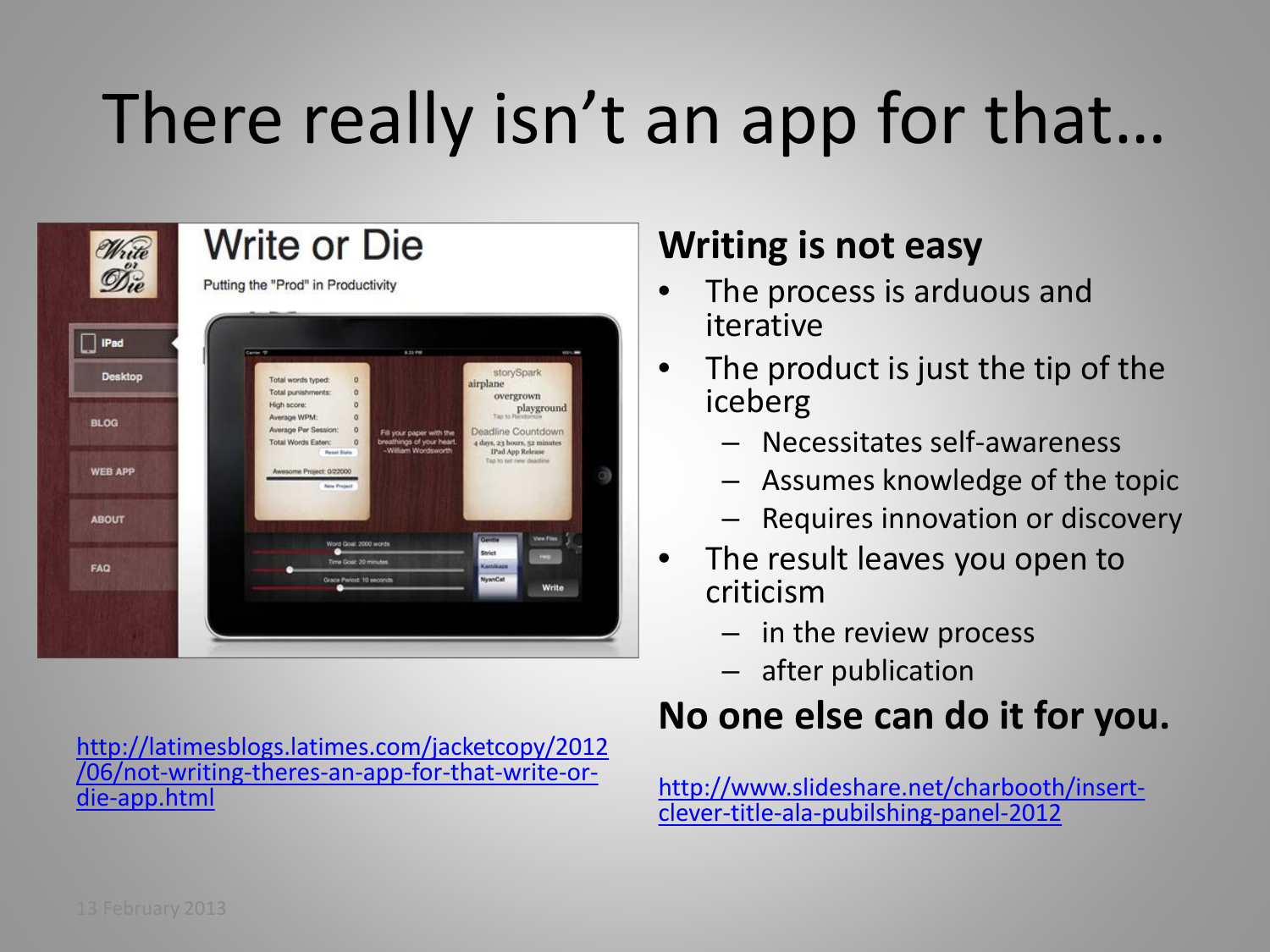# There really isn't an app for that…

**Writing is not easy**

- The process is arduous and iterative
- The product is just the tip of the iceberg
  - Necessitates self-awareness
  - Assumes knowledge of the topic
  - Requires innovation or discovery
- The result leaves you open to criticism
  - in the review process
  - after publication

**No one else can do it for you.**

http://latimesblogs.latimes.com/jacketcopy/2012/06/not-writing-theres-an-app-for-that-write-or-die-app.html

http://www.slideshare.net/charbooth/insert-clever-title-ala-pubilshing-panel-2012

13 February 2013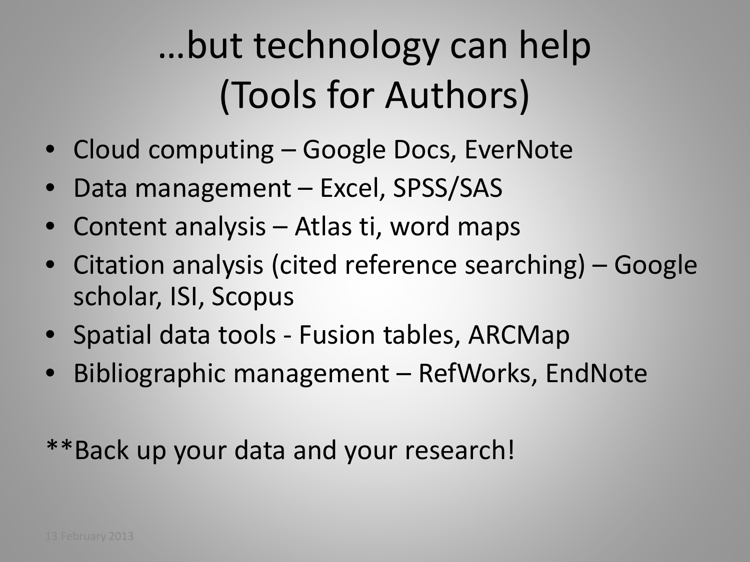# …but technology can help (Tools for Authors)

- Cloud computing – Google Docs, EverNote
- Data management – Excel, SPSS/SAS
- Content analysis – Atlas ti, word maps
- Citation analysis (cited reference searching) – Google scholar, ISI, Scopus
- Spatial data tools - Fusion tables, ARCMap
- Bibliographic management – RefWorks, EndNote

**Back up your data and your research!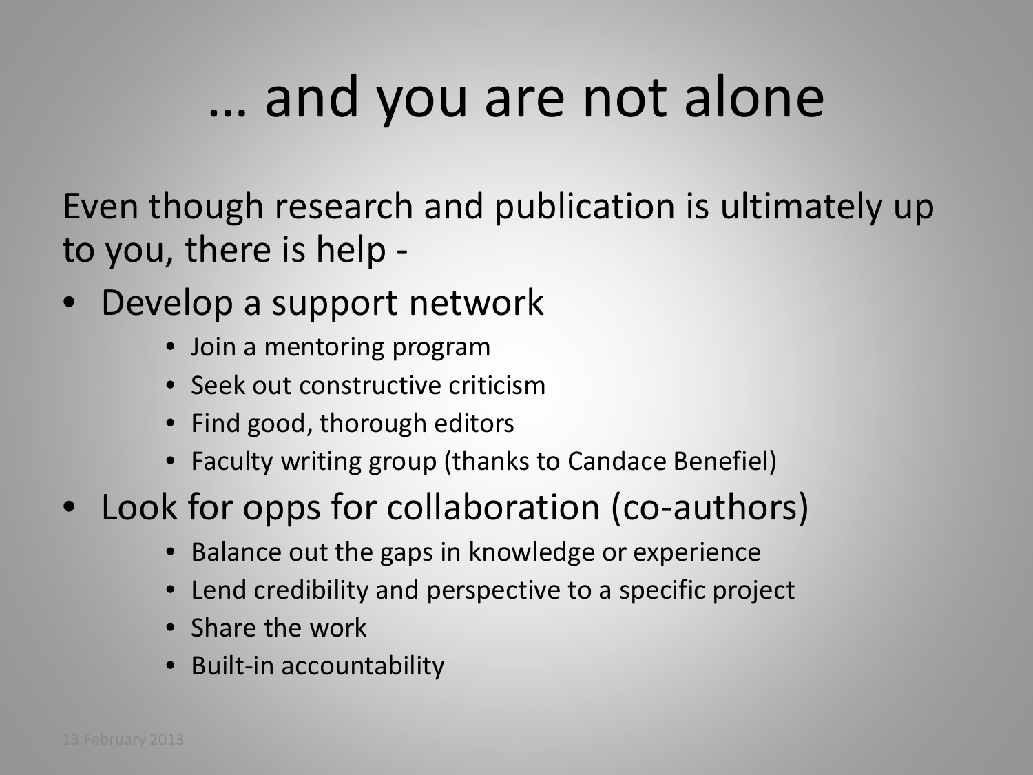# … and you are not alone

Even though research and publication is ultimately up to you, there is help -

- Develop a support network
  - Join a mentoring program
  - Seek out constructive criticism
  - Find good, thorough editors
  - Faculty writing group (thanks to Candace Benefiel)
- Look for opps for collaboration (co-authors)
  - Balance out the gaps in knowledge or experience
  - Lend credibility and perspective to a specific project
  - Share the work
  - Built-in accountability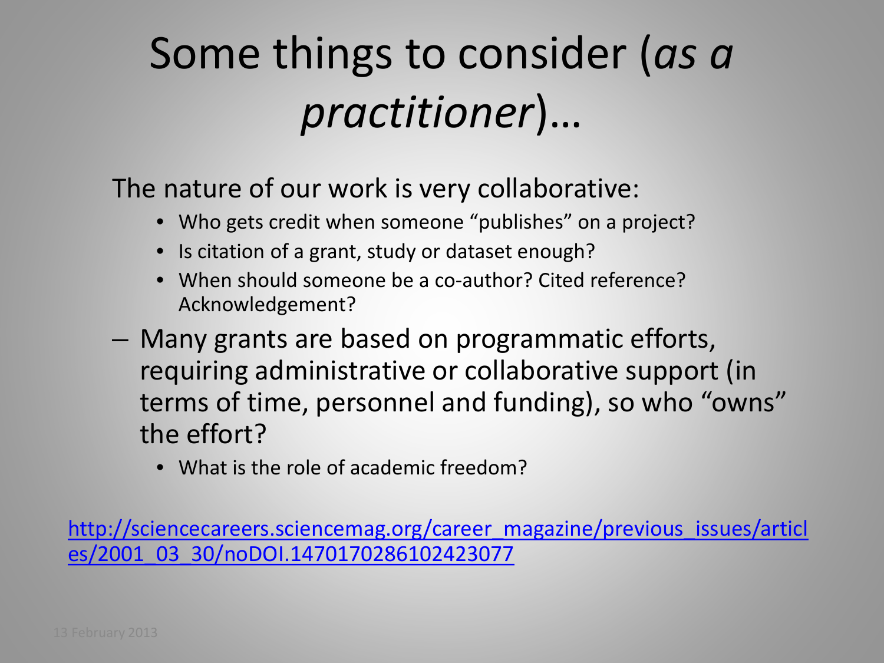# Some things to consider (*as a practitioner*)…

The nature of our work is very collaborative:

- Who gets credit when someone "publishes" on a project?
- Is citation of a grant, study or dataset enough?
- When should someone be a co-author? Cited reference? Acknowledgement?

– Many grants are based on programmatic efforts, requiring administrative or collaborative support (in terms of time, personnel and funding), so who "owns" the effort?

  - What is the role of academic freedom?

[http://sciencecareers.sciencemag.org/career_magazine/previous_issues/articles/2001_03_30/noDOI.14701702861024230​77](http://sciencecareers.sciencemag.org/career_magazine/previous_issues/articles/2001_03_30/noDOI.1470170286102423077)

13 February 2013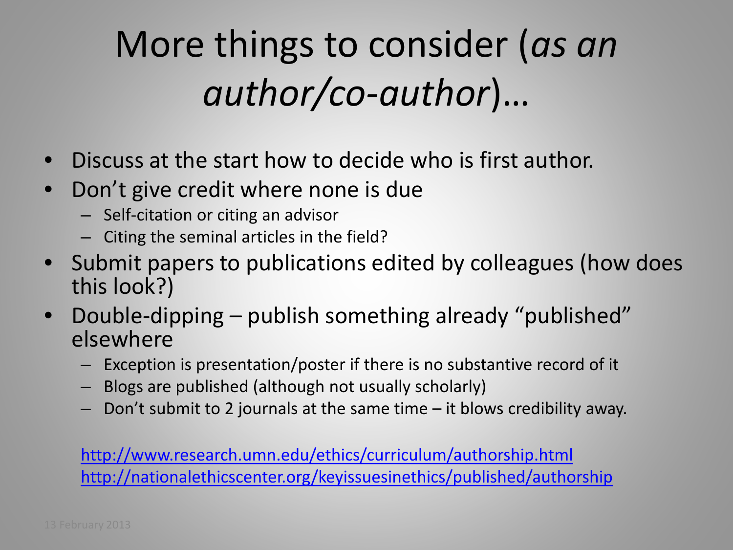# More things to consider (*as an author/co-author*)…

- Discuss at the start how to decide who is first author.
- Don't give credit where none is due
  - Self-citation or citing an advisor
  - Citing the seminal articles in the field?
- Submit papers to publications edited by colleagues (how does this look?)
- Double-dipping – publish something already "published" elsewhere
  - Exception is presentation/poster if there is no substantive record of it
  - Blogs are published (although not usually scholarly)
  - Don't submit to 2 journals at the same time – it blows credibility away.

http://www.research.umn.edu/ethics/curriculum/authorship.html
http://nationalethicscenter.org/keyissuesinethics/published/authorship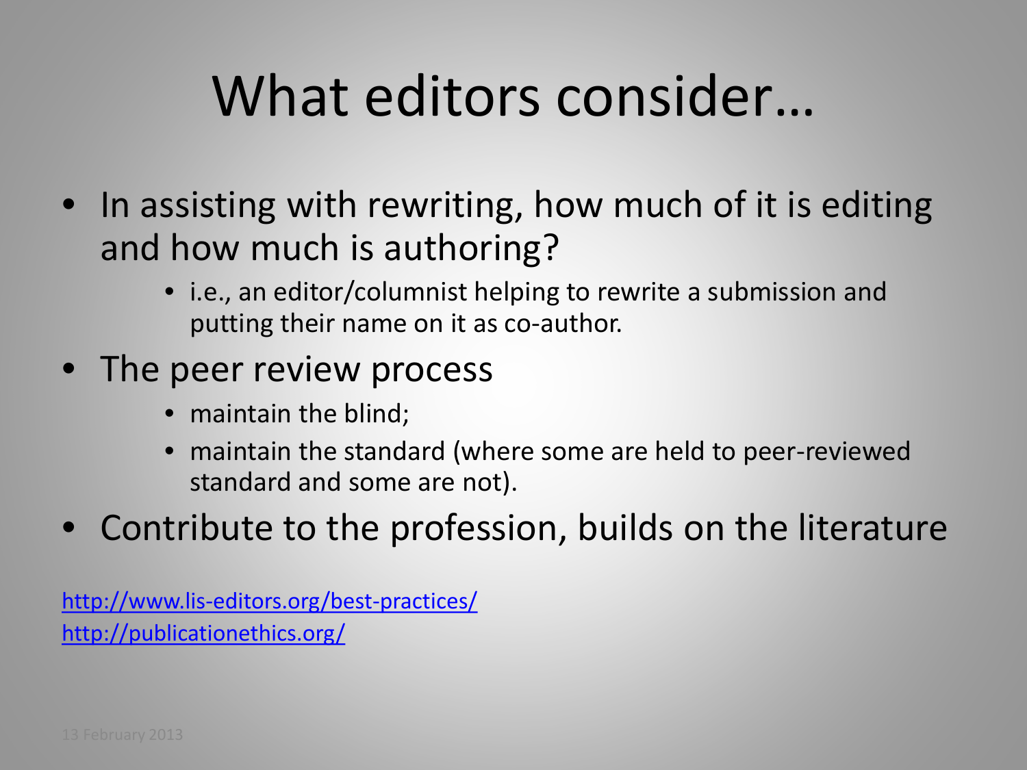# What editors consider…

- In assisting with rewriting, how much of it is editing and how much is authoring?
  - i.e., an editor/columnist helping to rewrite a submission and putting their name on it as co-author.
- The peer review process
  - maintain the blind;
  - maintain the standard (where some are held to peer-reviewed standard and some are not).
- Contribute to the profession, builds on the literature

http://www.lis-editors.org/best-practices/
http://publicationethics.org/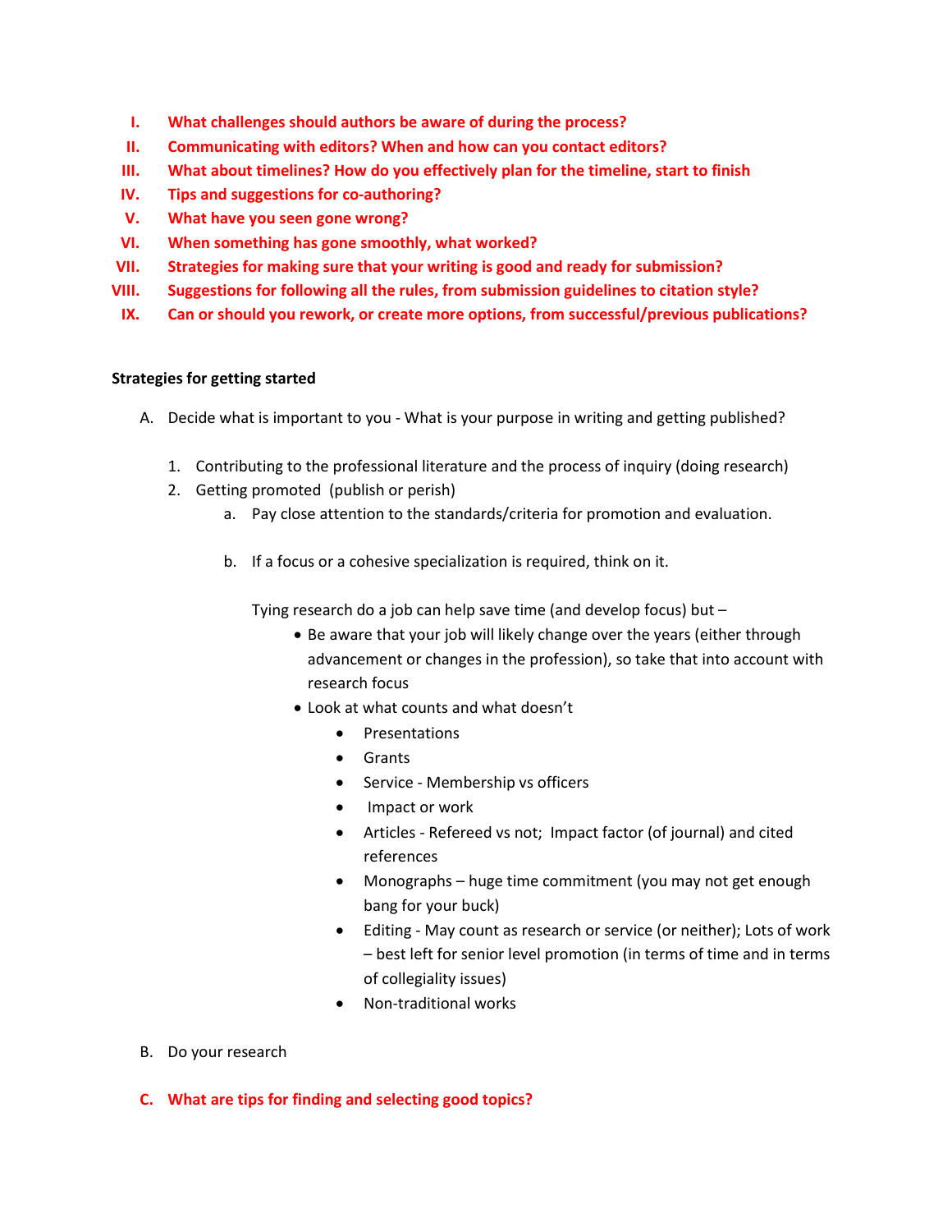I. **What challenges should authors be aware of during the process?**
II. **Communicating with editors? When and how can you contact editors?**
III. **What about timelines? How do you effectively plan for the timeline, start to finish**
IV. **Tips and suggestions for co-authoring?**
V. **What have you seen gone wrong?**
VI. **When something has gone smoothly, what worked?**
VII. **Strategies for making sure that your writing is good and ready for submission?**
VIII. **Suggestions for following all the rules, from submission guidelines to citation style?**
IX. **Can or should you rework, or create more options, from successful/previous publications?**

**Strategies for getting started**

A. Decide what is important to you - What is your purpose in writing and getting published?

   1. Contributing to the professional literature and the process of inquiry (doing research)
   2. Getting promoted (publish or perish)
      a. Pay close attention to the standards/criteria for promotion and evaluation.

      b. If a focus or a cohesive specialization is required, think on it.

         Tying research do a job can help save time (and develop focus) but –
         - Be aware that your job will likely change over the years (either through advancement or changes in the profession), so take that into account with research focus
         - Look at what counts and what doesn't
           - Presentations
           - Grants
           - Service - Membership vs officers
           - Impact or work
           - Articles - Refereed vs not; Impact factor (of journal) and cited references
           - Monographs – huge time commitment (you may not get enough bang for your buck)
           - Editing - May count as research or service (or neither); Lots of work – best left for senior level promotion (in terms of time and in terms of collegiality issues)
           - Non-traditional works

B. Do your research

C. **What are tips for finding and selecting good topics?**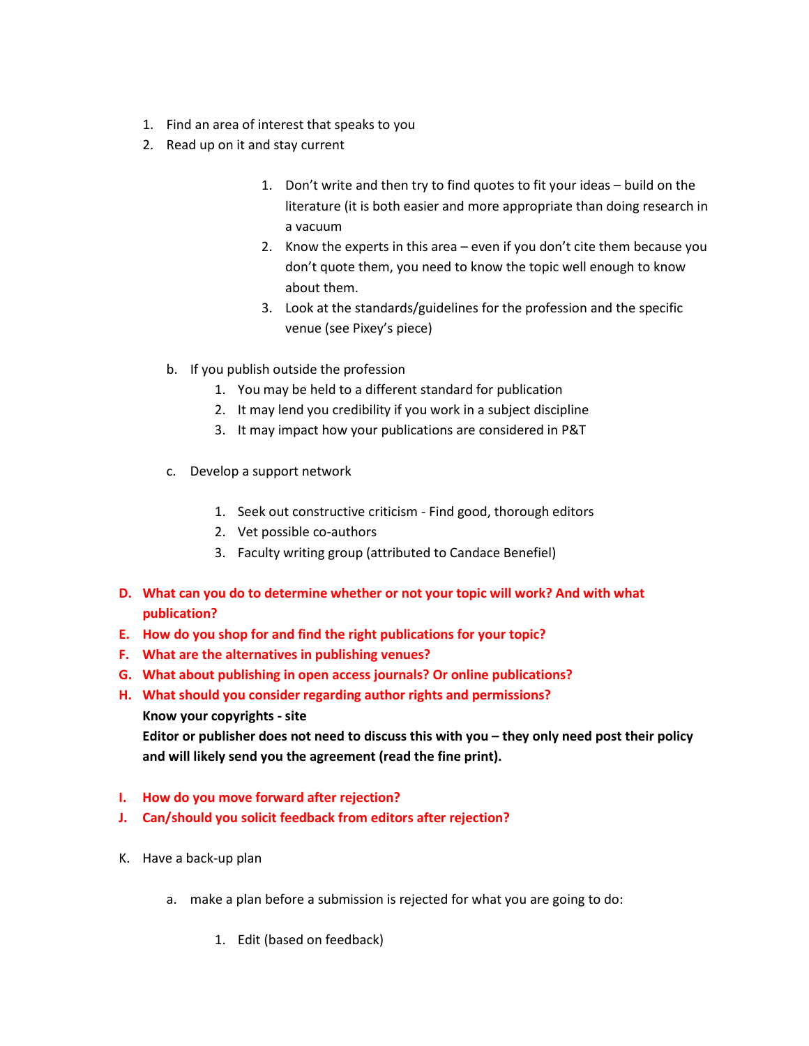1. Find an area of interest that speaks to you
2. Read up on it and stay current

    1. Don't write and then try to find quotes to fit your ideas – build on the literature (it is both easier and more appropriate than doing research in a vacuum
    2. Know the experts in this area – even if you don't cite them because you don't quote them, you need to know the topic well enough to know about them.
    3. Look at the standards/guidelines for the profession and the specific venue (see Pixey's piece)

b. If you publish outside the profession
    1. You may be held to a different standard for publication
    2. It may lend you credibility if you work in a subject discipline
    3. It may impact how your publications are considered in P&T

c. Develop a support network

    1. Seek out constructive criticism - Find good, thorough editors
    2. Vet possible co-authors
    3. Faculty writing group (attributed to Candace Benefiel)

**D. What can you do to determine whether or not your topic will work? And with what publication?**

**E. How do you shop for and find the right publications for your topic?**

**F. What are the alternatives in publishing venues?**

**G. What about publishing in open access journals? Or online publications?**

**H. What should you consider regarding author rights and permissions?**

**Know your copyrights - site**

**Editor or publisher does not need to discuss this with you – they only need post their policy and will likely send you the agreement (read the fine print).**

**I. How do you move forward after rejection?**

**J. Can/should you solicit feedback from editors after rejection?**

K. Have a back-up plan

a. make a plan before a submission is rejected for what you are going to do:

    1. Edit (based on feedback)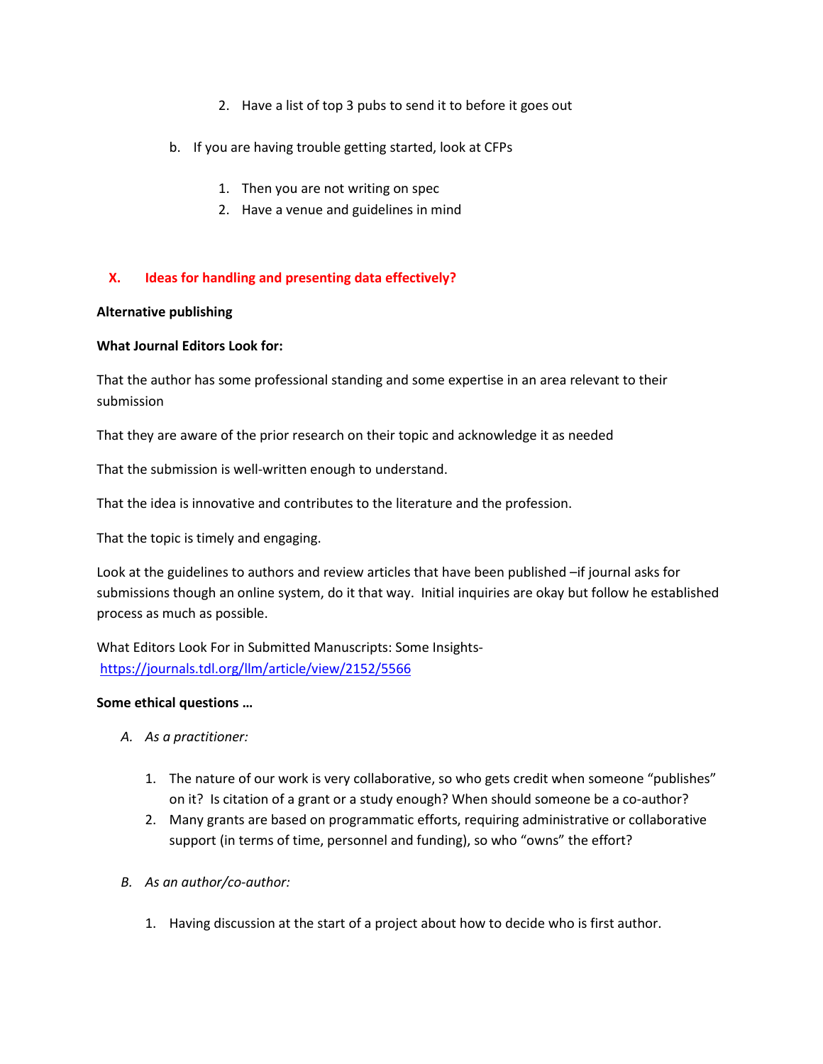2. Have a list of top 3 pubs to send it to before it goes out

b. If you are having trouble getting started, look at CFPs

    1. Then you are not writing on spec
    2. Have a venue and guidelines in mind

## X. Ideas for handling and presenting data effectively?

**Alternative publishing**

**What Journal Editors Look for:**

That the author has some professional standing and some expertise in an area relevant to their submission

That they are aware of the prior research on their topic and acknowledge it as needed

That the submission is well-written enough to understand.

That the idea is innovative and contributes to the literature and the profession.

That the topic is timely and engaging.

Look at the guidelines to authors and review articles that have been published –if journal asks for submissions though an online system, do it that way. Initial inquiries are okay but follow he established process as much as possible.

What Editors Look For in Submitted Manuscripts: Some Insights- https://journals.tdl.org/llm/article/view/2152/5566

**Some ethical questions …**

*A. As a practitioner:*

1. The nature of our work is very collaborative, so who gets credit when someone "publishes" on it? Is citation of a grant or a study enough? When should someone be a co-author?
2. Many grants are based on programmatic efforts, requiring administrative or collaborative support (in terms of time, personnel and funding), so who "owns" the effort?

*B. As an author/co-author:*

1. Having discussion at the start of a project about how to decide who is first author.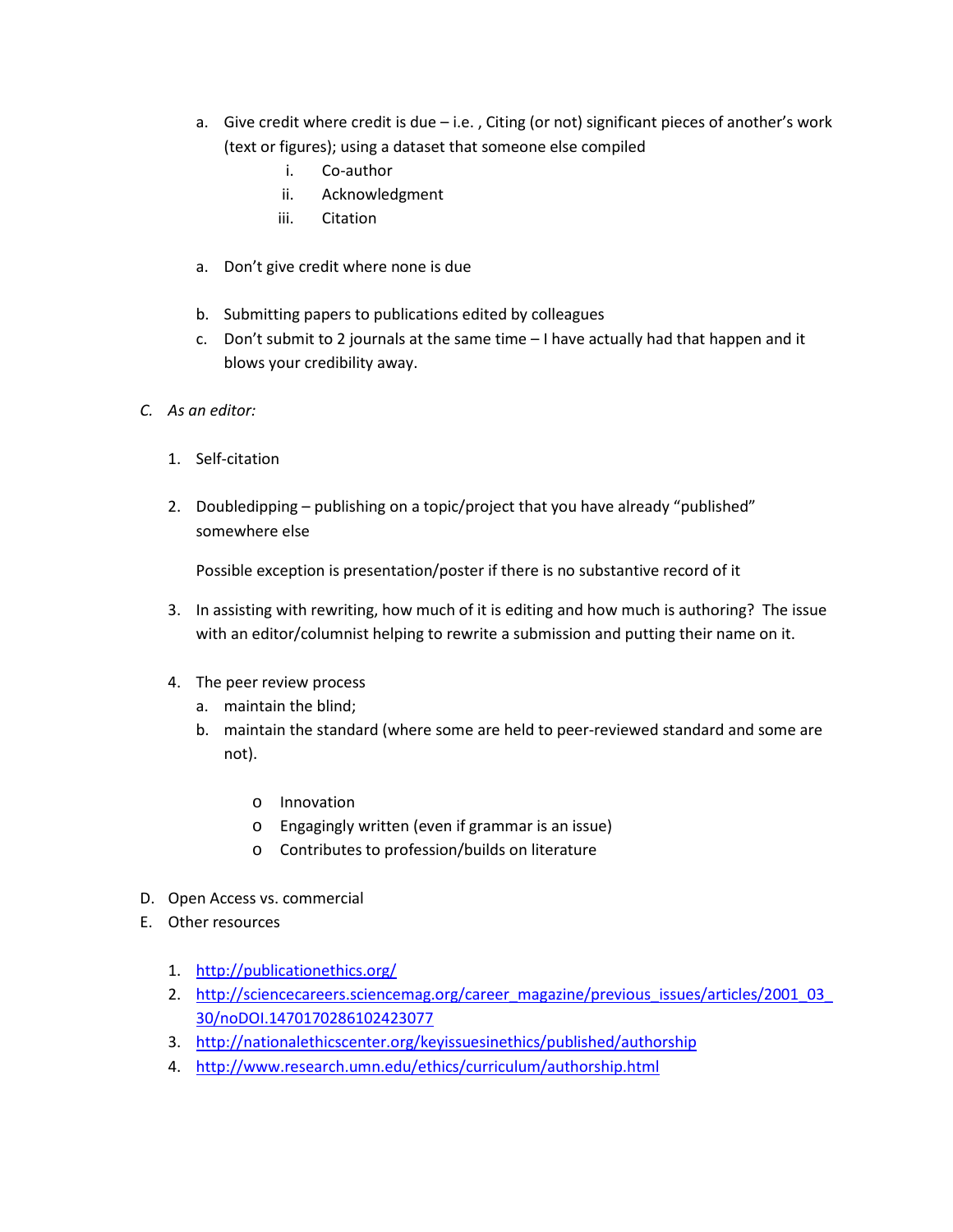a. Give credit where credit is due – i.e. , Citing (or not) significant pieces of another's work (text or figures); using a dataset that someone else compiled
    i. Co-author
    ii. Acknowledgment
    iii. Citation

a. Don't give credit where none is due

b. Submitting papers to publications edited by colleagues
c. Don't submit to 2 journals at the same time – I have actually had that happen and it blows your credibility away.

C. *As an editor:*

1. Self-citation

2. Doubledipping – publishing on a topic/project that you have already "published" somewhere else

   Possible exception is presentation/poster if there is no substantive record of it

3. In assisting with rewriting, how much of it is editing and how much is authoring? The issue with an editor/columnist helping to rewrite a submission and putting their name on it.

4. The peer review process
   a. maintain the blind;
   b. maintain the standard (where some are held to peer-reviewed standard and some are not).

      - Innovation
      - Engagingly written (even if grammar is an issue)
      - Contributes to profession/builds on literature

D. Open Access vs. commercial
E. Other resources

1. http://publicationethics.org/
2. http://sciencecareers.sciencemag.org/career_magazine/previous_issues/articles/2001_03_30/noDOI.1470170286102423077
3. http://nationalethicscenter.org/keyissuesinethics/published/authorship
4. http://www.research.umn.edu/ethics/curriculum/authorship.html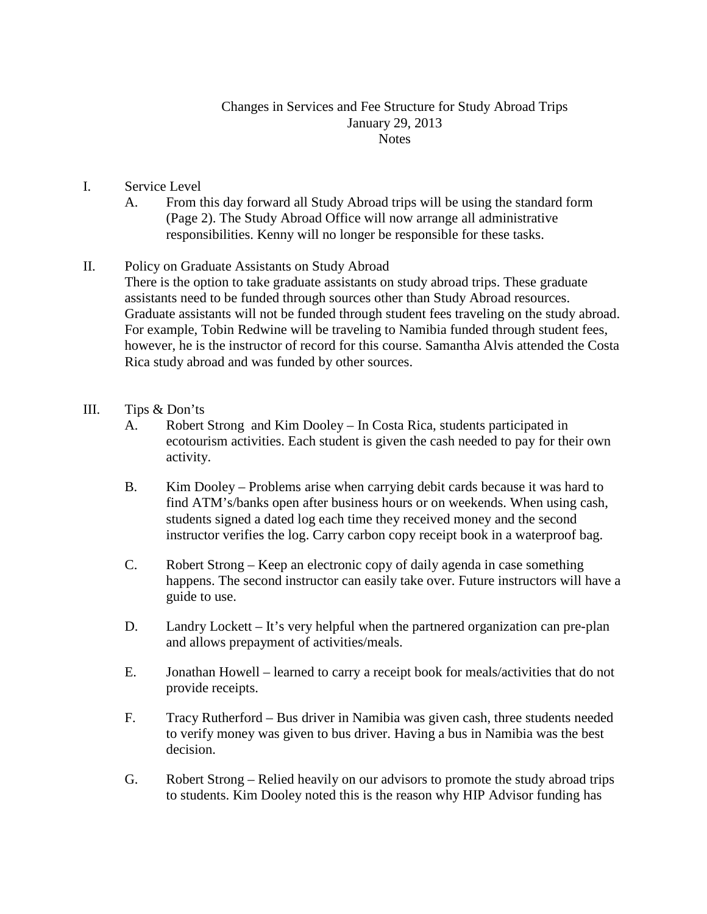Changes in Services and Fee Structure for Study Abroad Trips
January 29, 2013
Notes

I. Service Level

A. From this day forward all Study Abroad trips will be using the standard form (Page 2). The Study Abroad Office will now arrange all administrative responsibilities. Kenny will no longer be responsible for these tasks.

II. Policy on Graduate Assistants on Study Abroad

There is the option to take graduate assistants on study abroad trips. These graduate assistants need to be funded through sources other than Study Abroad resources. Graduate assistants will not be funded through student fees traveling on the study abroad. For example, Tobin Redwine will be traveling to Namibia funded through student fees, however, he is the instructor of record for this course. Samantha Alvis attended the Costa Rica study abroad and was funded by other sources.

III. Tips & Don'ts

A. Robert Strong and Kim Dooley – In Costa Rica, students participated in ecotourism activities. Each student is given the cash needed to pay for their own activity.

B. Kim Dooley – Problems arise when carrying debit cards because it was hard to find ATM's/banks open after business hours or on weekends. When using cash, students signed a dated log each time they received money and the second instructor verifies the log. Carry carbon copy receipt book in a waterproof bag.

C. Robert Strong – Keep an electronic copy of daily agenda in case something happens. The second instructor can easily take over. Future instructors will have a guide to use.

D. Landry Lockett – It's very helpful when the partnered organization can pre-plan and allows prepayment of activities/meals.

E. Jonathan Howell – learned to carry a receipt book for meals/activities that do not provide receipts.

F. Tracy Rutherford – Bus driver in Namibia was given cash, three students needed to verify money was given to bus driver. Having a bus in Namibia was the best decision.

G. Robert Strong – Relied heavily on our advisors to promote the study abroad trips to students. Kim Dooley noted this is the reason why HIP Advisor funding has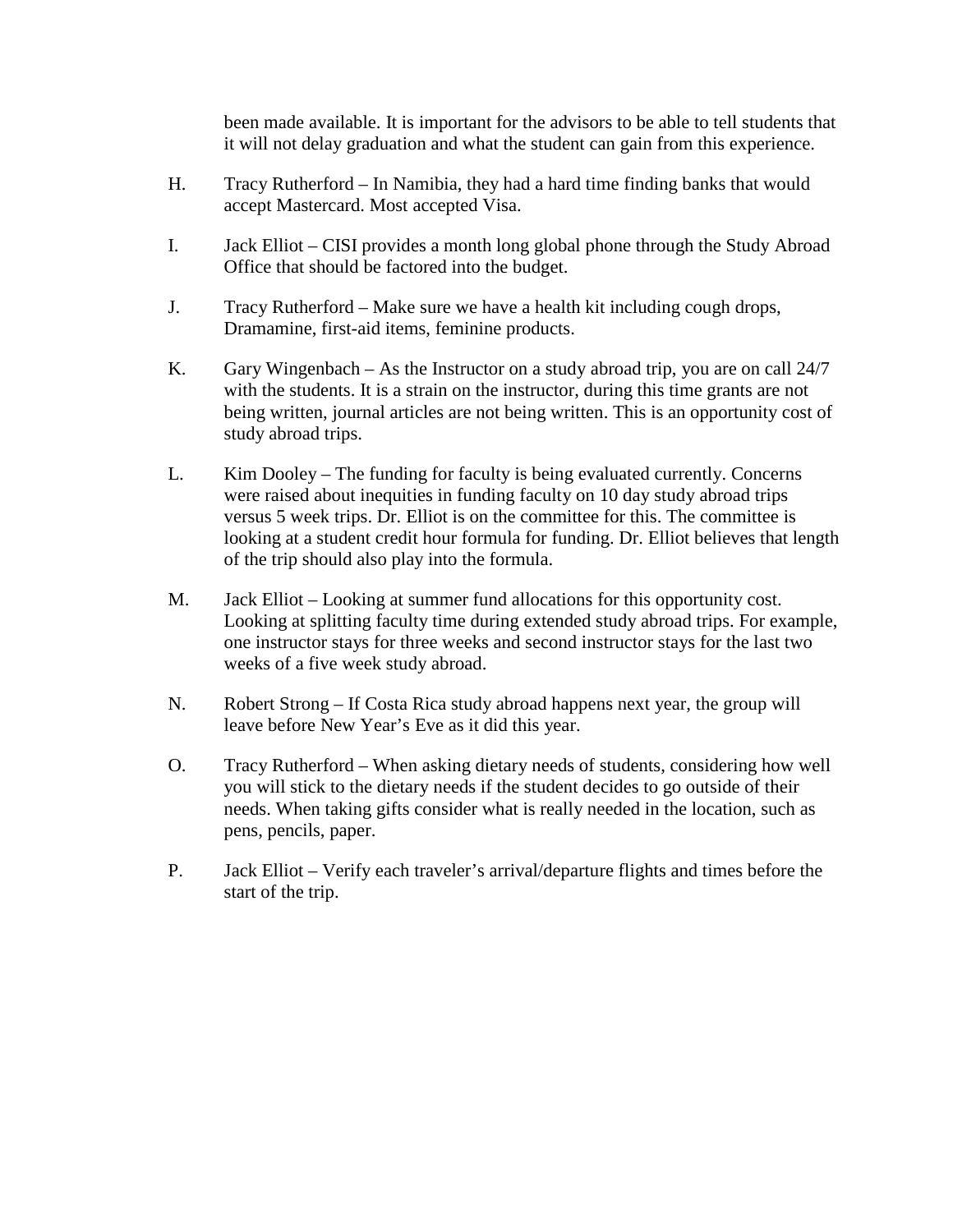been made available. It is important for the advisors to be able to tell students that it will not delay graduation and what the student can gain from this experience.

H. Tracy Rutherford – In Namibia, they had a hard time finding banks that would accept Mastercard. Most accepted Visa.

I. Jack Elliot – CISI provides a month long global phone through the Study Abroad Office that should be factored into the budget.

J. Tracy Rutherford – Make sure we have a health kit including cough drops, Dramamine, first-aid items, feminine products.

K. Gary Wingenbach – As the Instructor on a study abroad trip, you are on call 24/7 with the students. It is a strain on the instructor, during this time grants are not being written, journal articles are not being written. This is an opportunity cost of study abroad trips.

L. Kim Dooley – The funding for faculty is being evaluated currently. Concerns were raised about inequities in funding faculty on 10 day study abroad trips versus 5 week trips. Dr. Elliot is on the committee for this. The committee is looking at a student credit hour formula for funding. Dr. Elliot believes that length of the trip should also play into the formula.

M. Jack Elliot – Looking at summer fund allocations for this opportunity cost. Looking at splitting faculty time during extended study abroad trips. For example, one instructor stays for three weeks and second instructor stays for the last two weeks of a five week study abroad.

N. Robert Strong – If Costa Rica study abroad happens next year, the group will leave before New Year's Eve as it did this year.

O. Tracy Rutherford – When asking dietary needs of students, considering how well you will stick to the dietary needs if the student decides to go outside of their needs. When taking gifts consider what is really needed in the location, such as pens, pencils, paper.

P. Jack Elliot – Verify each traveler's arrival/departure flights and times before the start of the trip.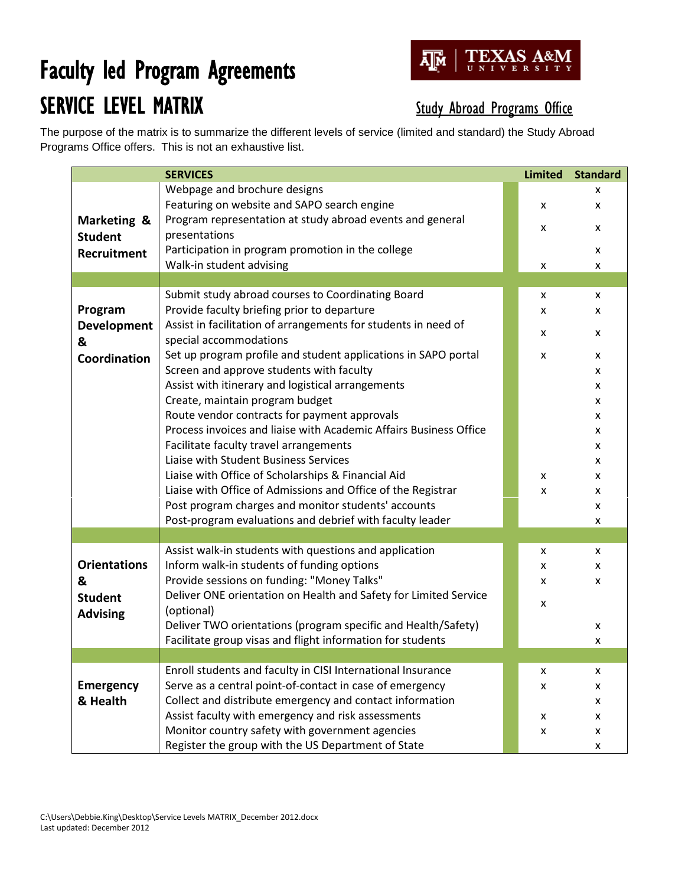# Faculty led Program Agreements

## SERVICE LEVEL MATRIX

Study Abroad Programs Office

The purpose of the matrix is to summarize the different levels of service (limited and standard) the Study Abroad Programs Office offers. This is not an exhaustive list.

| | SERVICES | Limited | Standard |
|---|---|---|---|
| **Marketing & Student Recruitment** | Webpage and brochure designs | | x |
| | Featuring on website and SAPO search engine | x | x |
| | Program representation at study abroad events and general presentations | x | x |
| | Participation in program promotion in the college | | x |
| | Walk-in student advising | x | x |
| **Program Development & Coordination** | Submit study abroad courses to Coordinating Board | x | x |
| | Provide faculty briefing prior to departure | x | x |
| | Assist in facilitation of arrangements for students in need of special accommodations | x | x |
| | Set up program profile and student applications in SAPO portal | x | x |
| | Screen and approve students with faculty | | x |
| | Assist with itinerary and logistical arrangements | | x |
| | Create, maintain program budget | | x |
| | Route vendor contracts for payment approvals | | x |
| | Process invoices and liaise with Academic Affairs Business Office | | x |
| | Facilitate faculty travel arrangements | | x |
| | Liaise with Student Business Services | | x |
| | Liaise with Office of Scholarships & Financial Aid | x | x |
| | Liaise with Office of Admissions and Office of the Registrar | x | x |
| | Post program charges and monitor students' accounts | | x |
| | Post-program evaluations and debrief with faculty leader | | x |
| **Orientations & Student Advising** | Assist walk-in students with questions and application | x | x |
| | Inform walk-in students of funding options | x | x |
| | Provide sessions on funding: "Money Talks" | x | x |
| | Deliver ONE orientation on Health and Safety for Limited Service (optional) | x | |
| | Deliver TWO orientations (program specific and Health/Safety) | | x |
| | Facilitate group visas and flight information for students | | x |
| **Emergency & Health** | Enroll students and faculty in CISI International Insurance | x | x |
| | Serve as a central point-of-contact in case of emergency | x | x |
| | Collect and distribute emergency and contact information | | x |
| | Assist faculty with emergency and risk assessments | x | x |
| | Monitor country safety with government agencies | x | x |
| | Register the group with the US Department of State | | x |

C:\Users\Debbie.King\Desktop\Service Levels MATRIX_December 2012.docx
Last updated: December 2012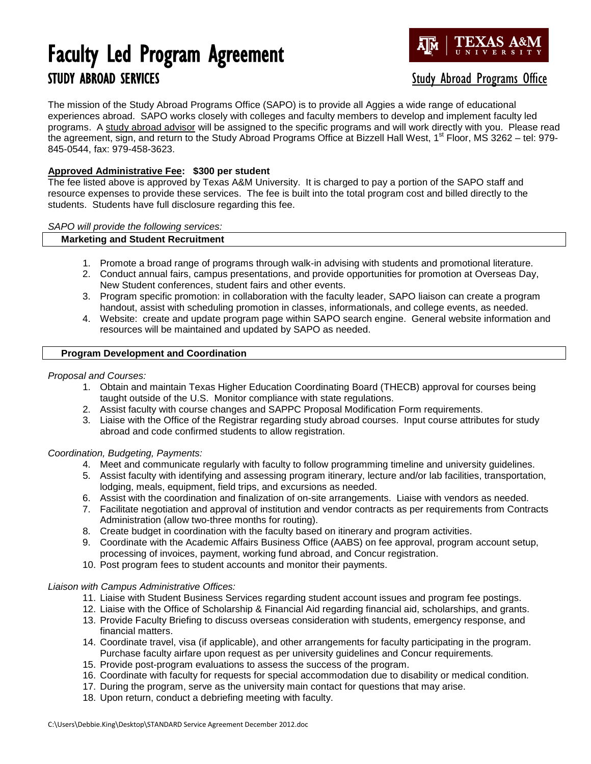# Faculty Led Program Agreement

## STUDY ABROAD SERVICES

TEXAS A&M UNIVERSITY

Study Abroad Programs Office

The mission of the Study Abroad Programs Office (SAPO) is to provide all Aggies a wide range of educational experiences abroad. SAPO works closely with colleges and faculty members to develop and implement faculty led programs. A study abroad advisor will be assigned to the specific programs and will work directly with you. Please read the agreement, sign, and return to the Study Abroad Programs Office at Bizzell Hall West, 1st Floor, MS 3262 – tel: 979-845-0544, fax: 979-458-3623.

**Approved Administrative Fee: $300 per student**

The fee listed above is approved by Texas A&M University. It is charged to pay a portion of the SAPO staff and resource expenses to provide these services. The fee is built into the total program cost and billed directly to the students. Students have full disclosure regarding this fee.

*SAPO will provide the following services:*

### Marketing and Student Recruitment

1. Promote a broad range of programs through walk-in advising with students and promotional literature.
2. Conduct annual fairs, campus presentations, and provide opportunities for promotion at Overseas Day, New Student conferences, student fairs and other events.
3. Program specific promotion: in collaboration with the faculty leader, SAPO liaison can create a program handout, assist with scheduling promotion in classes, informationals, and college events, as needed.
4. Website: create and update program page within SAPO search engine. General website information and resources will be maintained and updated by SAPO as needed.

### Program Development and Coordination

*Proposal and Courses:*

1. Obtain and maintain Texas Higher Education Coordinating Board (THECB) approval for courses being taught outside of the U.S. Monitor compliance with state regulations.
2. Assist faculty with course changes and SAPPC Proposal Modification Form requirements.
3. Liaise with the Office of the Registrar regarding study abroad courses. Input course attributes for study abroad and code confirmed students to allow registration.

*Coordination, Budgeting, Payments:*

4. Meet and communicate regularly with faculty to follow programming timeline and university guidelines.
5. Assist faculty with identifying and assessing program itinerary, lecture and/or lab facilities, transportation, lodging, meals, equipment, field trips, and excursions as needed.
6. Assist with the coordination and finalization of on-site arrangements. Liaise with vendors as needed.
7. Facilitate negotiation and approval of institution and vendor contracts as per requirements from Contracts Administration (allow two-three months for routing).
8. Create budget in coordination with the faculty based on itinerary and program activities.
9. Coordinate with the Academic Affairs Business Office (AABS) on fee approval, program account setup, processing of invoices, payment, working fund abroad, and Concur registration.
10. Post program fees to student accounts and monitor their payments.

*Liaison with Campus Administrative Offices:*

11. Liaise with Student Business Services regarding student account issues and program fee postings.
12. Liaise with the Office of Scholarship & Financial Aid regarding financial aid, scholarships, and grants.
13. Provide Faculty Briefing to discuss overseas consideration with students, emergency response, and financial matters.
14. Coordinate travel, visa (if applicable), and other arrangements for faculty participating in the program. Purchase faculty airfare upon request as per university guidelines and Concur requirements.
15. Provide post-program evaluations to assess the success of the program.
16. Coordinate with faculty for requests for special accommodation due to disability or medical condition.
17. During the program, serve as the university main contact for questions that may arise.
18. Upon return, conduct a debriefing meeting with faculty.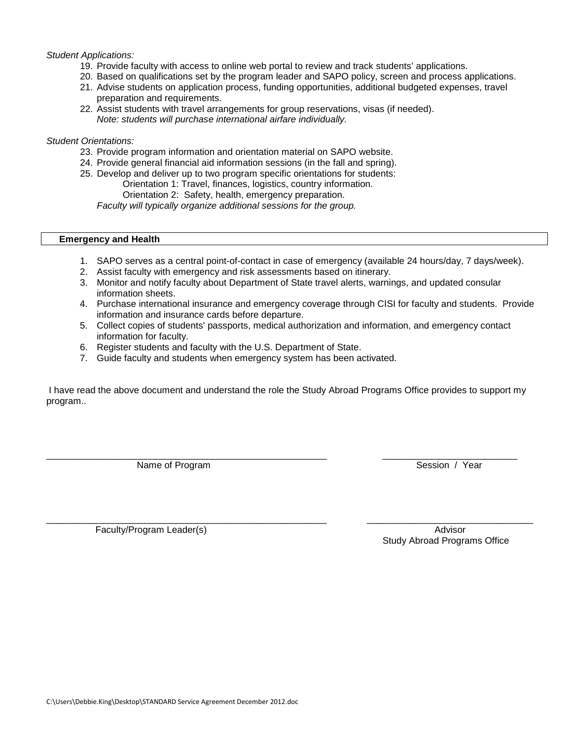*Student Applications:*

19. Provide faculty with access to online web portal to review and track students' applications.
20. Based on qualifications set by the program leader and SAPO policy, screen and process applications.
21. Advise students on application process, funding opportunities, additional budgeted expenses, travel preparation and requirements.
22. Assist students with travel arrangements for group reservations, visas (if needed).
    *Note: students will purchase international airfare individually.*

*Student Orientations:*

23. Provide program information and orientation material on SAPO website.
24. Provide general financial aid information sessions (in the fall and spring).
25. Develop and deliver up to two program specific orientations for students:
    Orientation 1: Travel, finances, logistics, country information.
    Orientation 2: Safety, health, emergency preparation.
    *Faculty will typically organize additional sessions for the group.*

**Emergency and Health**

1. SAPO serves as a central point-of-contact in case of emergency (available 24 hours/day, 7 days/week).
2. Assist faculty with emergency and risk assessments based on itinerary.
3. Monitor and notify faculty about Department of State travel alerts, warnings, and updated consular information sheets.
4. Purchase international insurance and emergency coverage through CISI for faculty and students. Provide information and insurance cards before departure.
5. Collect copies of students' passports, medical authorization and information, and emergency contact information for faculty.
6. Register students and faculty with the U.S. Department of State.
7. Guide faculty and students when emergency system has been activated.

I have read the above document and understand the role the Study Abroad Programs Office provides to support my program..

\_\_\_\_\_\_\_\_\_\_\_\_\_\_\_\_\_\_\_\_\_\_\_\_\_\_\_\_\_\_\_\_\_\_\_\_\_\_\_\_\_\_\_\_\_\_\_\_\_\_\_\_\_\_\_\_\_ \_\_\_\_\_\_\_\_\_\_\_\_\_\_\_\_\_\_\_\_\_\_\_\_\_\_\_
Name of Program — Session / Year

\_\_\_\_\_\_\_\_\_\_\_\_\_\_\_\_\_\_\_\_\_\_\_\_\_\_\_\_\_\_\_\_\_\_\_\_\_\_\_\_\_\_\_\_\_\_\_\_\_\_\_\_\_\_\_\_\_ \_\_\_\_\_\_\_\_\_\_\_\_\_\_\_\_\_\_\_\_\_\_\_\_\_\_\_\_\_\_\_\_\_
Faculty/Program Leader(s) — Advisor
Study Abroad Programs Office

C:\Users\Debbie.King\Desktop\STANDARD Service Agreement December 2012.doc